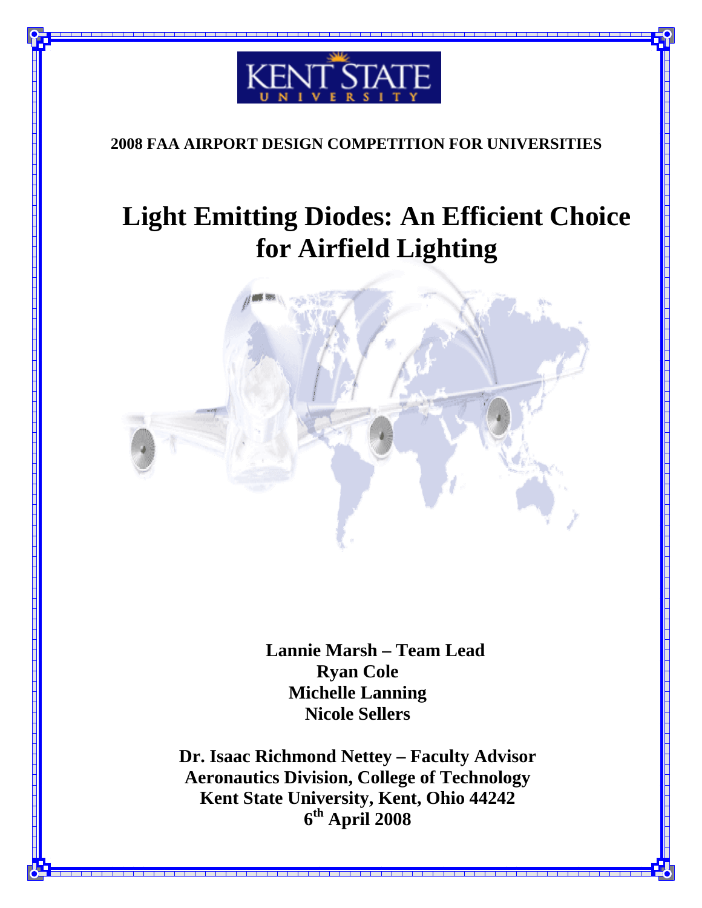KENT STATE UNIVERSITY

**2008 FAA AIRPORT DESIGN COMPETITION FOR UNIVERSITIES**

# Light Emitting Diodes: An Efficient Choice for Airfield Lighting

**Lannie Marsh – Team Lead**
**Ryan Cole**
**Michelle Lanning**
**Nicole Sellers**

**Dr. Isaac Richmond Nettey – Faculty Advisor**
**Aeronautics Division, College of Technology**
**Kent State University, Kent, Ohio 44242**
**6th April 2008**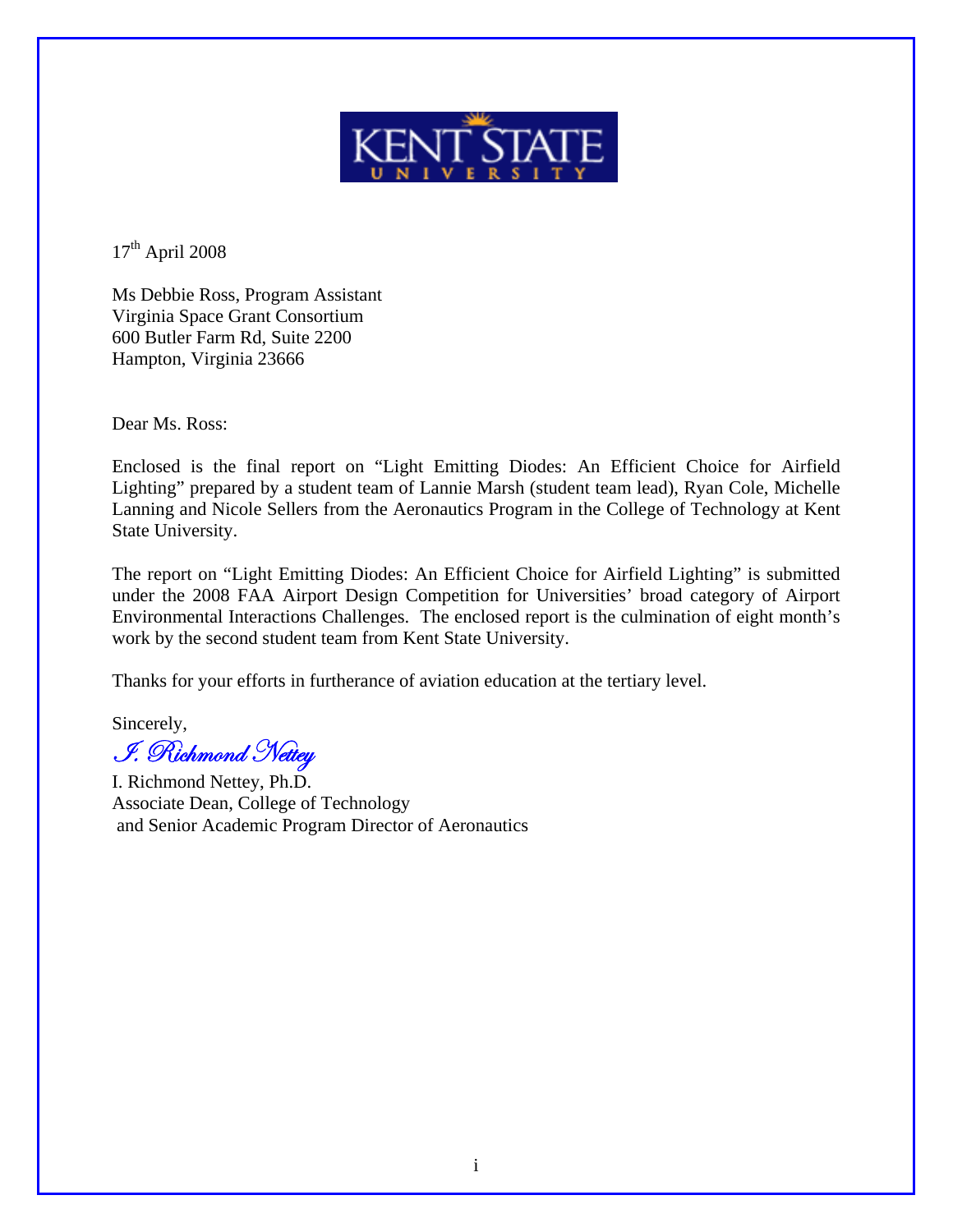KENT STATE UNIVERSITY

17th April 2008

Ms Debbie Ross, Program Assistant
Virginia Space Grant Consortium
600 Butler Farm Rd, Suite 2200
Hampton, Virginia 23666

Dear Ms. Ross:

Enclosed is the final report on "Light Emitting Diodes: An Efficient Choice for Airfield Lighting" prepared by a student team of Lannie Marsh (student team lead), Ryan Cole, Michelle Lanning and Nicole Sellers from the Aeronautics Program in the College of Technology at Kent State University.

The report on "Light Emitting Diodes: An Efficient Choice for Airfield Lighting" is submitted under the 2008 FAA Airport Design Competition for Universities' broad category of Airport Environmental Interactions Challenges. The enclosed report is the culmination of eight month's work by the second student team from Kent State University.

Thanks for your efforts in furtherance of aviation education at the tertiary level.

Sincerely,

*I. Richmond Nettey*

I. Richmond Nettey, Ph.D.
Associate Dean, College of Technology
and Senior Academic Program Director of Aeronautics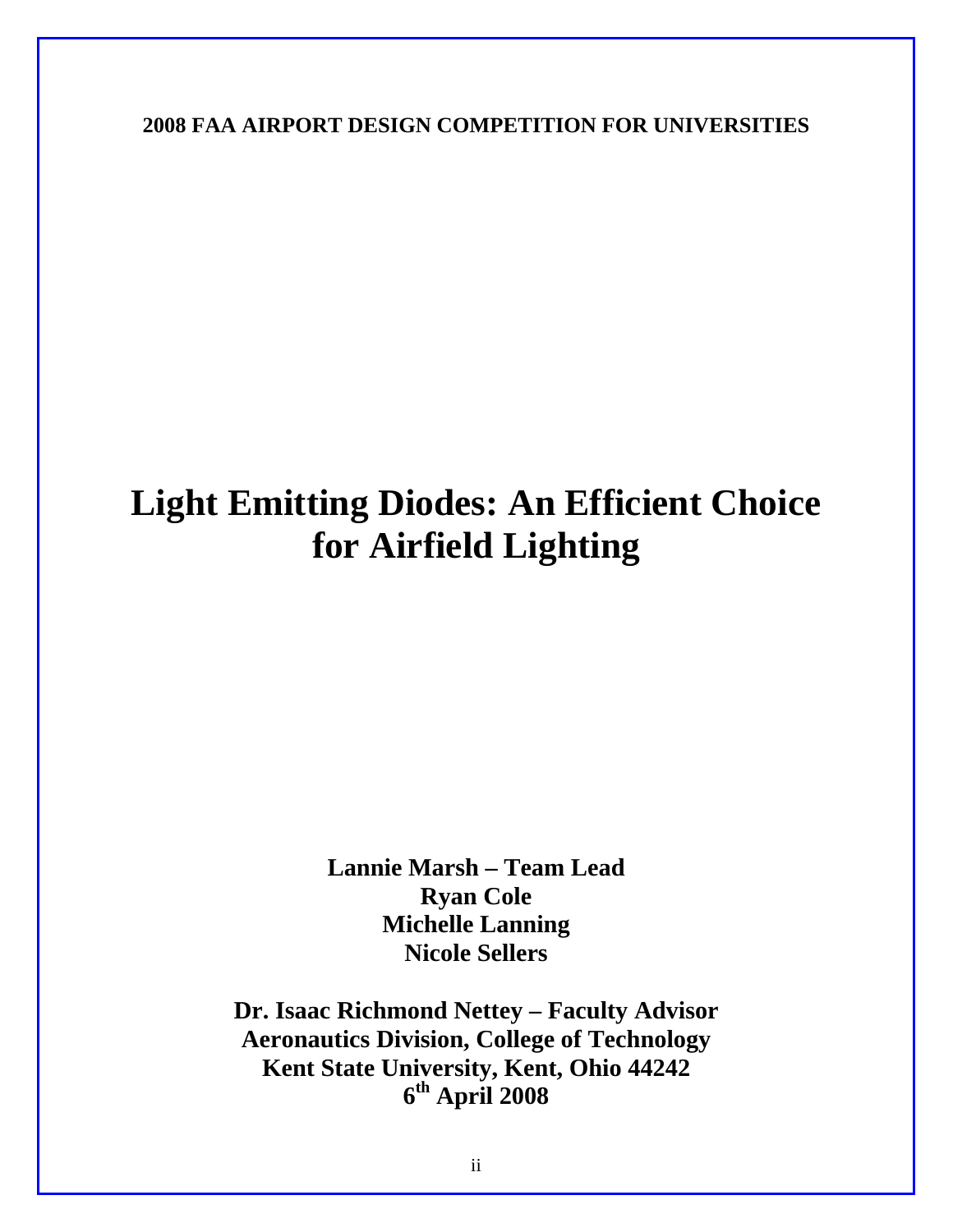**2008 FAA AIRPORT DESIGN COMPETITION FOR UNIVERSITIES**

# Light Emitting Diodes: An Efficient Choice for Airfield Lighting

**Lannie Marsh – Team Lead**
**Ryan Cole**
**Michelle Lanning**
**Nicole Sellers**

**Dr. Isaac Richmond Nettey – Faculty Advisor**
**Aeronautics Division, College of Technology**
**Kent State University, Kent, Ohio 44242**
**6th April 2008**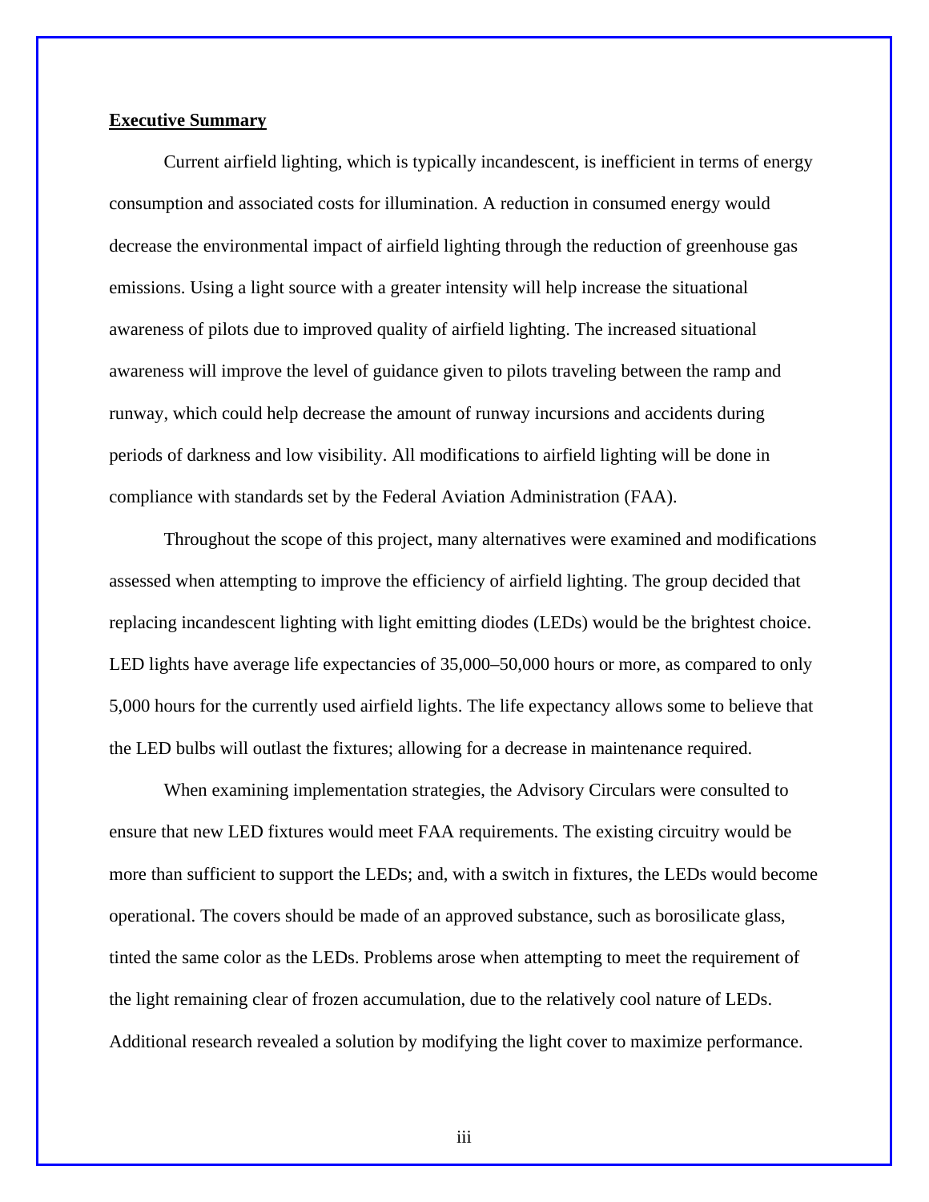## Executive Summary

Current airfield lighting, which is typically incandescent, is inefficient in terms of energy consumption and associated costs for illumination. A reduction in consumed energy would decrease the environmental impact of airfield lighting through the reduction of greenhouse gas emissions. Using a light source with a greater intensity will help increase the situational awareness of pilots due to improved quality of airfield lighting. The increased situational awareness will improve the level of guidance given to pilots traveling between the ramp and runway, which could help decrease the amount of runway incursions and accidents during periods of darkness and low visibility. All modifications to airfield lighting will be done in compliance with standards set by the Federal Aviation Administration (FAA).

Throughout the scope of this project, many alternatives were examined and modifications assessed when attempting to improve the efficiency of airfield lighting. The group decided that replacing incandescent lighting with light emitting diodes (LEDs) would be the brightest choice. LED lights have average life expectancies of 35,000–50,000 hours or more, as compared to only 5,000 hours for the currently used airfield lights. The life expectancy allows some to believe that the LED bulbs will outlast the fixtures; allowing for a decrease in maintenance required.

When examining implementation strategies, the Advisory Circulars were consulted to ensure that new LED fixtures would meet FAA requirements. The existing circuitry would be more than sufficient to support the LEDs; and, with a switch in fixtures, the LEDs would become operational. The covers should be made of an approved substance, such as borosilicate glass, tinted the same color as the LEDs. Problems arose when attempting to meet the requirement of the light remaining clear of frozen accumulation, due to the relatively cool nature of LEDs. Additional research revealed a solution by modifying the light cover to maximize performance.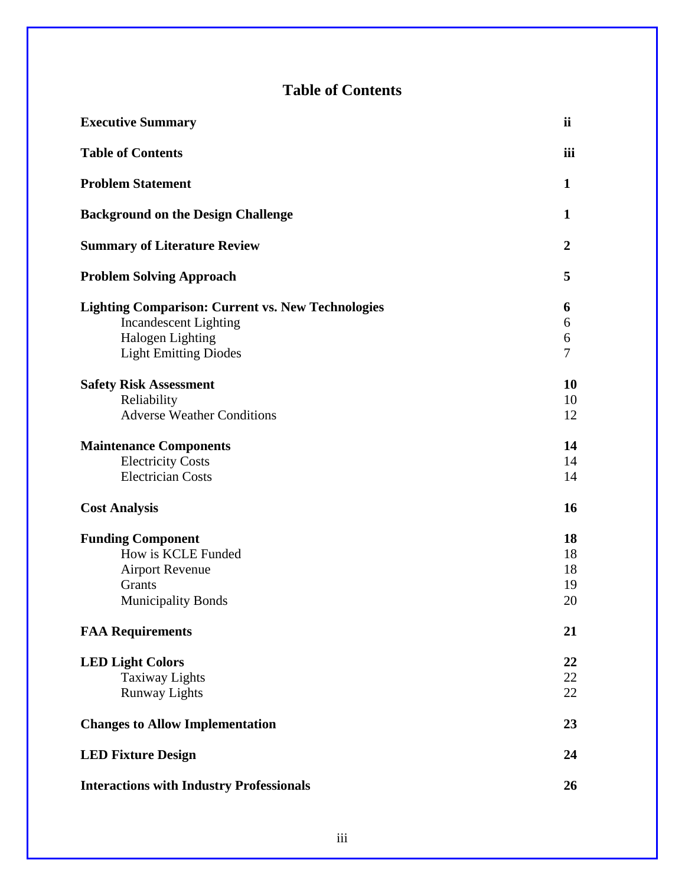# Table of Contents

| | |
|---|---|
| **Executive Summary** | **ii** |
| **Table of Contents** | **iii** |
| **Problem Statement** | **1** |
| **Background on the Design Challenge** | **1** |
| **Summary of Literature Review** | **2** |
| **Problem Solving Approach** | **5** |
| **Lighting Comparison: Current vs. New Technologies** | **6** |
| Incandescent Lighting | 6 |
| Halogen Lighting | 6 |
| Light Emitting Diodes | 7 |
| **Safety Risk Assessment** | **10** |
| Reliability | 10 |
| Adverse Weather Conditions | 12 |
| **Maintenance Components** | **14** |
| Electricity Costs | 14 |
| Electrician Costs | 14 |
| **Cost Analysis** | **16** |
| **Funding Component** | **18** |
| How is KCLE Funded | 18 |
| Airport Revenue | 18 |
| Grants | 19 |
| Municipality Bonds | 20 |
| **FAA Requirements** | **21** |
| **LED Light Colors** | **22** |
| Taxiway Lights | 22 |
| Runway Lights | 22 |
| **Changes to Allow Implementation** | **23** |
| **LED Fixture Design** | **24** |
| **Interactions with Industry Professionals** | **26** |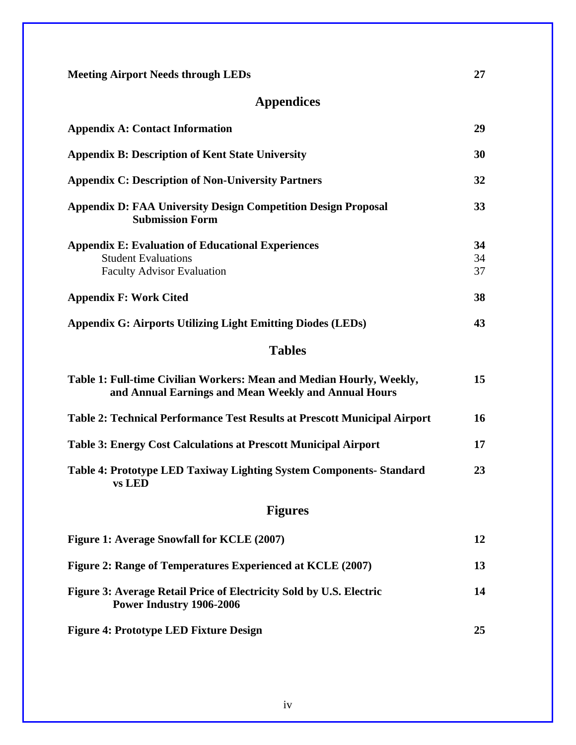**Meeting Airport Needs through LEDs** 27

## Appendices

**Appendix A: Contact Information** 29

**Appendix B: Description of Kent State University** 30

**Appendix C: Description of Non-University Partners** 32

**Appendix D: FAA University Design Competition Design Proposal Submission Form** 33

**Appendix E: Evaluation of Educational Experiences** 34

- Student Evaluations 34
- Faculty Advisor Evaluation 37

**Appendix F: Work Cited** 38

**Appendix G: Airports Utilizing Light Emitting Diodes (LEDs)** 43

## Tables

**Table 1: Full-time Civilian Workers: Mean and Median Hourly, Weekly, and Annual Earnings and Mean Weekly and Annual Hours** 15

**Table 2: Technical Performance Test Results at Prescott Municipal Airport** 16

**Table 3: Energy Cost Calculations at Prescott Municipal Airport** 17

**Table 4: Prototype LED Taxiway Lighting System Components- Standard vs LED** 23

## Figures

**Figure 1: Average Snowfall for KCLE (2007)** 12

**Figure 2: Range of Temperatures Experienced at KCLE (2007)** 13

**Figure 3: Average Retail Price of Electricity Sold by U.S. Electric Power Industry 1906-2006** 14

**Figure 4: Prototype LED Fixture Design** 25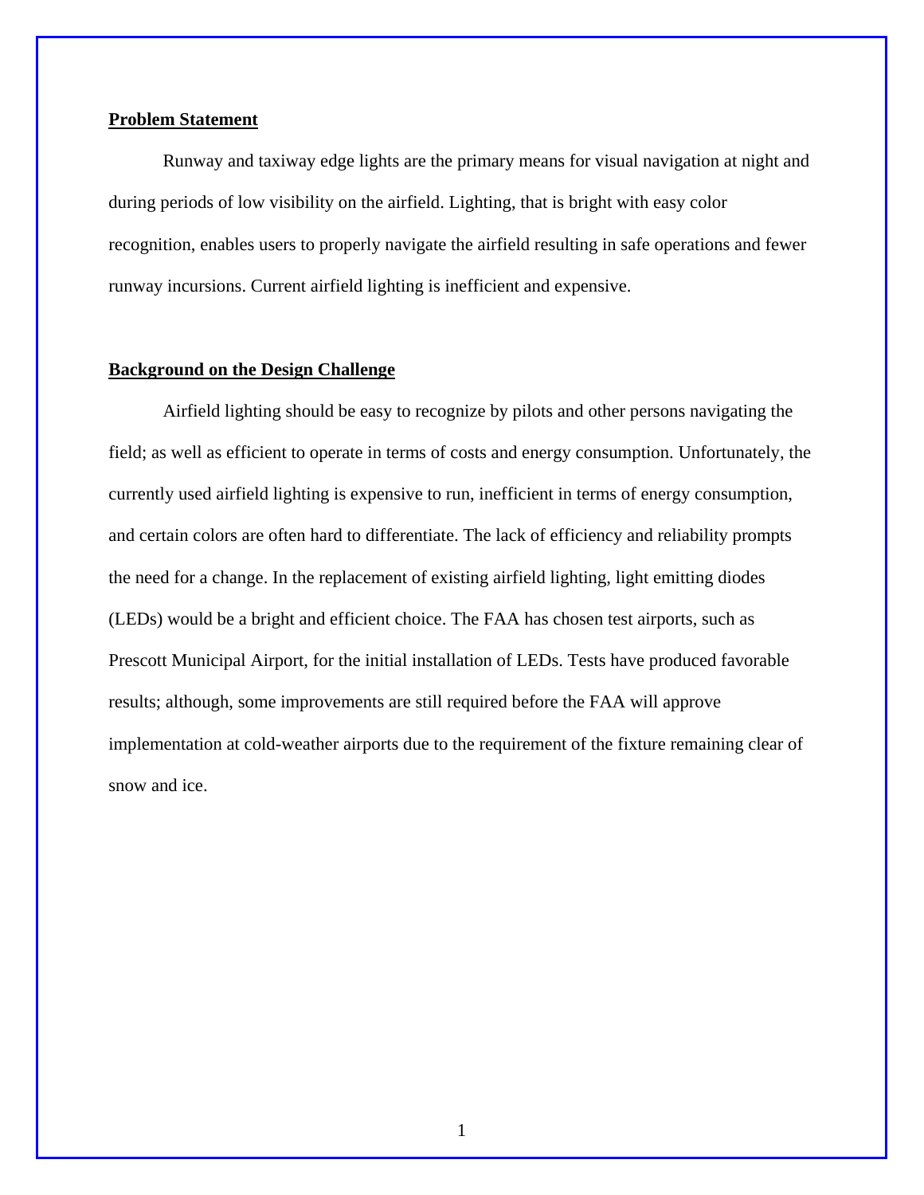## Problem Statement

Runway and taxiway edge lights are the primary means for visual navigation at night and during periods of low visibility on the airfield. Lighting, that is bright with easy color recognition, enables users to properly navigate the airfield resulting in safe operations and fewer runway incursions. Current airfield lighting is inefficient and expensive.

## Background on the Design Challenge

Airfield lighting should be easy to recognize by pilots and other persons navigating the field; as well as efficient to operate in terms of costs and energy consumption. Unfortunately, the currently used airfield lighting is expensive to run, inefficient in terms of energy consumption, and certain colors are often hard to differentiate. The lack of efficiency and reliability prompts the need for a change. In the replacement of existing airfield lighting, light emitting diodes (LEDs) would be a bright and efficient choice. The FAA has chosen test airports, such as Prescott Municipal Airport, for the initial installation of LEDs. Tests have produced favorable results; although, some improvements are still required before the FAA will approve implementation at cold-weather airports due to the requirement of the fixture remaining clear of snow and ice.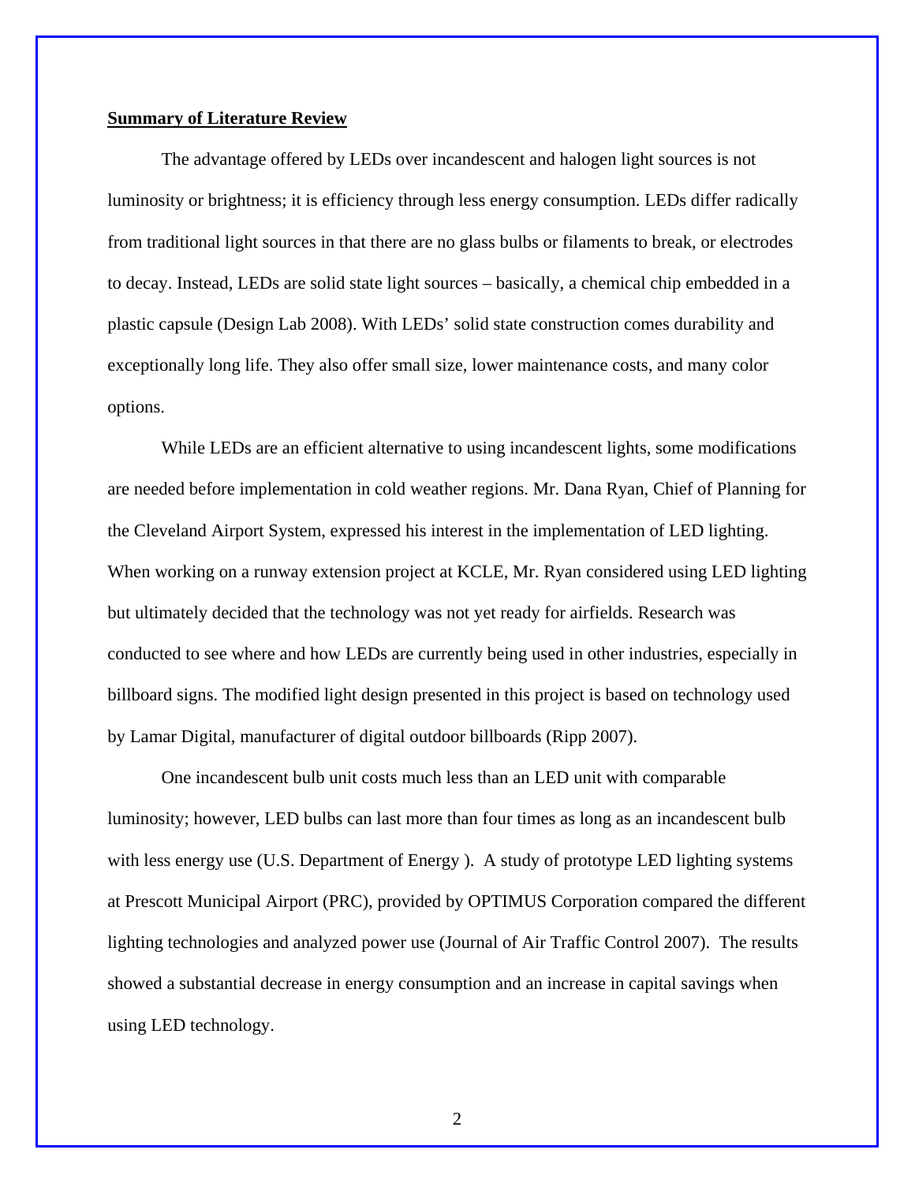**Summary of Literature Review**

The advantage offered by LEDs over incandescent and halogen light sources is not luminosity or brightness; it is efficiency through less energy consumption. LEDs differ radically from traditional light sources in that there are no glass bulbs or filaments to break, or electrodes to decay. Instead, LEDs are solid state light sources – basically, a chemical chip embedded in a plastic capsule (Design Lab 2008). With LEDs' solid state construction comes durability and exceptionally long life. They also offer small size, lower maintenance costs, and many color options.

While LEDs are an efficient alternative to using incandescent lights, some modifications are needed before implementation in cold weather regions. Mr. Dana Ryan, Chief of Planning for the Cleveland Airport System, expressed his interest in the implementation of LED lighting. When working on a runway extension project at KCLE, Mr. Ryan considered using LED lighting but ultimately decided that the technology was not yet ready for airfields. Research was conducted to see where and how LEDs are currently being used in other industries, especially in billboard signs. The modified light design presented in this project is based on technology used by Lamar Digital, manufacturer of digital outdoor billboards (Ripp 2007).

One incandescent bulb unit costs much less than an LED unit with comparable luminosity; however, LED bulbs can last more than four times as long as an incandescent bulb with less energy use (U.S. Department of Energy ). A study of prototype LED lighting systems at Prescott Municipal Airport (PRC), provided by OPTIMUS Corporation compared the different lighting technologies and analyzed power use (Journal of Air Traffic Control 2007). The results showed a substantial decrease in energy consumption and an increase in capital savings when using LED technology.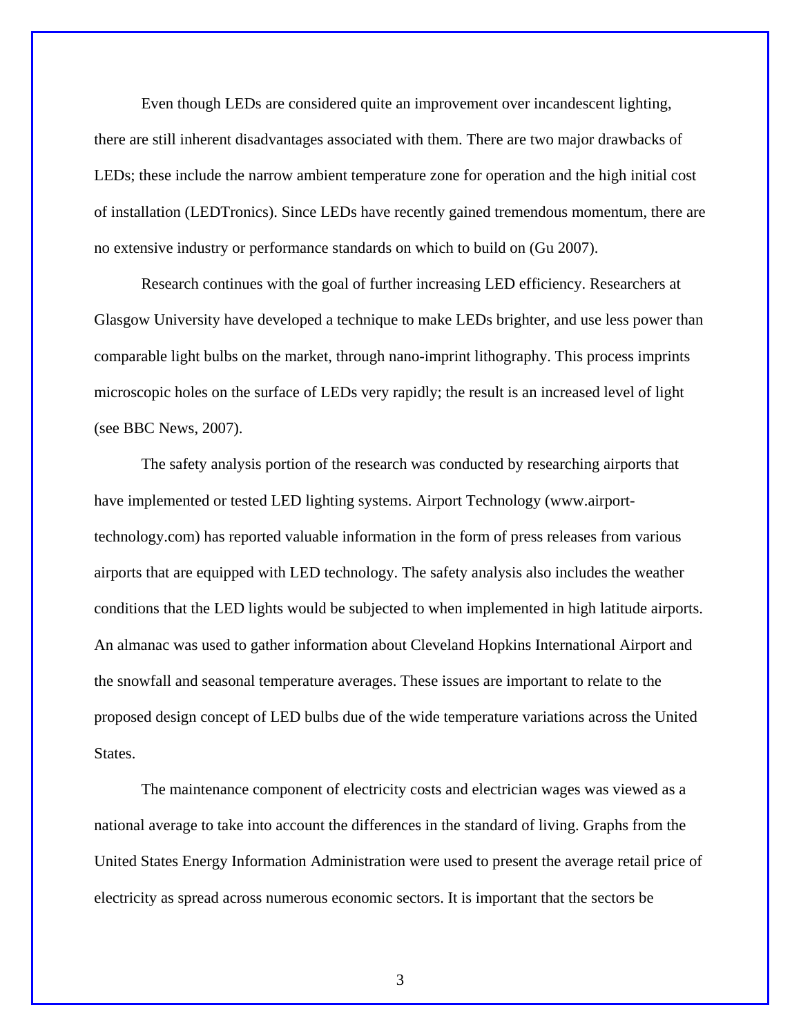Even though LEDs are considered quite an improvement over incandescent lighting, there are still inherent disadvantages associated with them. There are two major drawbacks of LEDs; these include the narrow ambient temperature zone for operation and the high initial cost of installation (LEDTronics). Since LEDs have recently gained tremendous momentum, there are no extensive industry or performance standards on which to build on (Gu 2007).

Research continues with the goal of further increasing LED efficiency. Researchers at Glasgow University have developed a technique to make LEDs brighter, and use less power than comparable light bulbs on the market, through nano-imprint lithography. This process imprints microscopic holes on the surface of LEDs very rapidly; the result is an increased level of light (see BBC News, 2007).

The safety analysis portion of the research was conducted by researching airports that have implemented or tested LED lighting systems. Airport Technology (www.airport-technology.com) has reported valuable information in the form of press releases from various airports that are equipped with LED technology. The safety analysis also includes the weather conditions that the LED lights would be subjected to when implemented in high latitude airports. An almanac was used to gather information about Cleveland Hopkins International Airport and the snowfall and seasonal temperature averages. These issues are important to relate to the proposed design concept of LED bulbs due of the wide temperature variations across the United States.

The maintenance component of electricity costs and electrician wages was viewed as a national average to take into account the differences in the standard of living. Graphs from the United States Energy Information Administration were used to present the average retail price of electricity as spread across numerous economic sectors. It is important that the sectors be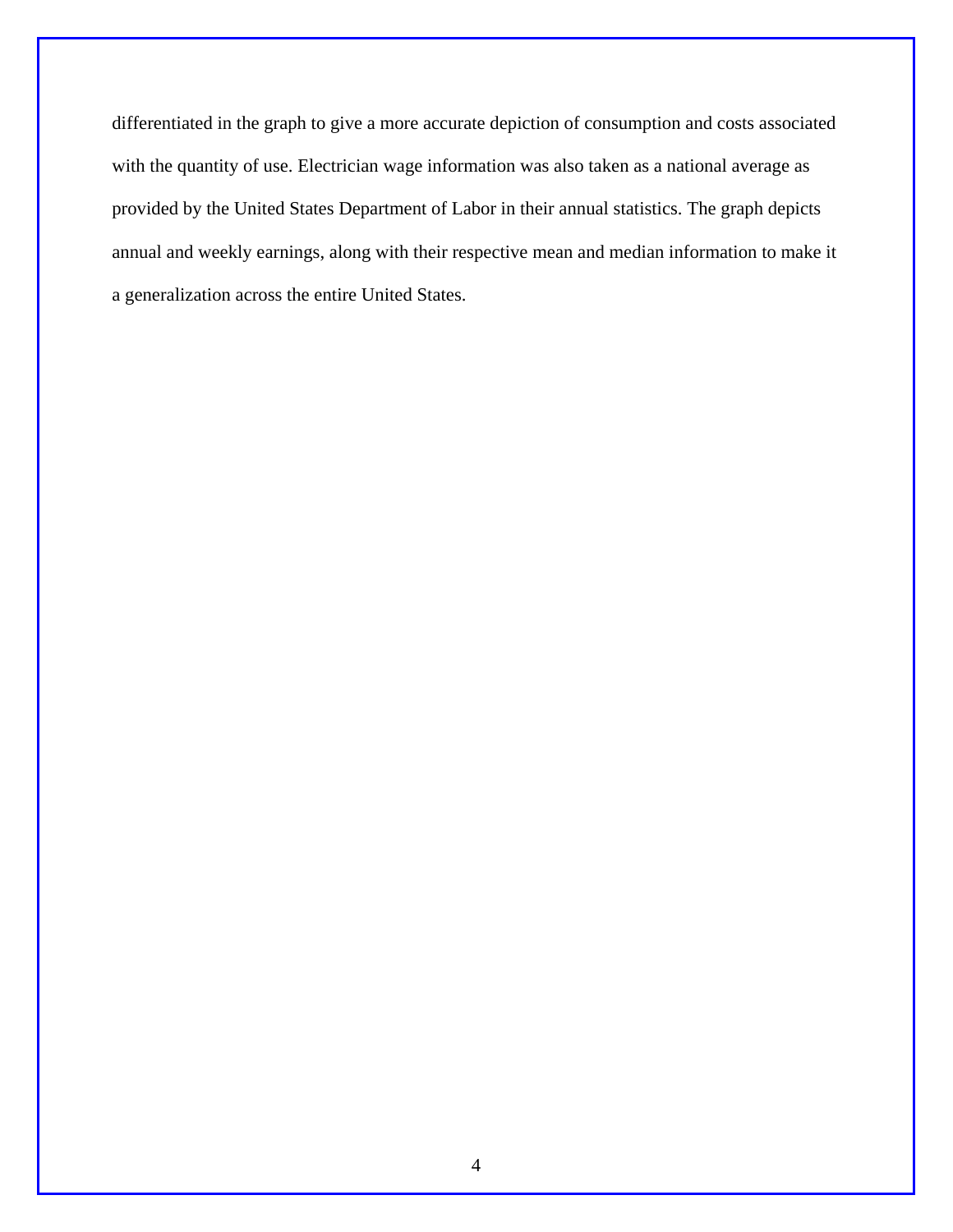differentiated in the graph to give a more accurate depiction of consumption and costs associated with the quantity of use. Electrician wage information was also taken as a national average as provided by the United States Department of Labor in their annual statistics. The graph depicts annual and weekly earnings, along with their respective mean and median information to make it a generalization across the entire United States.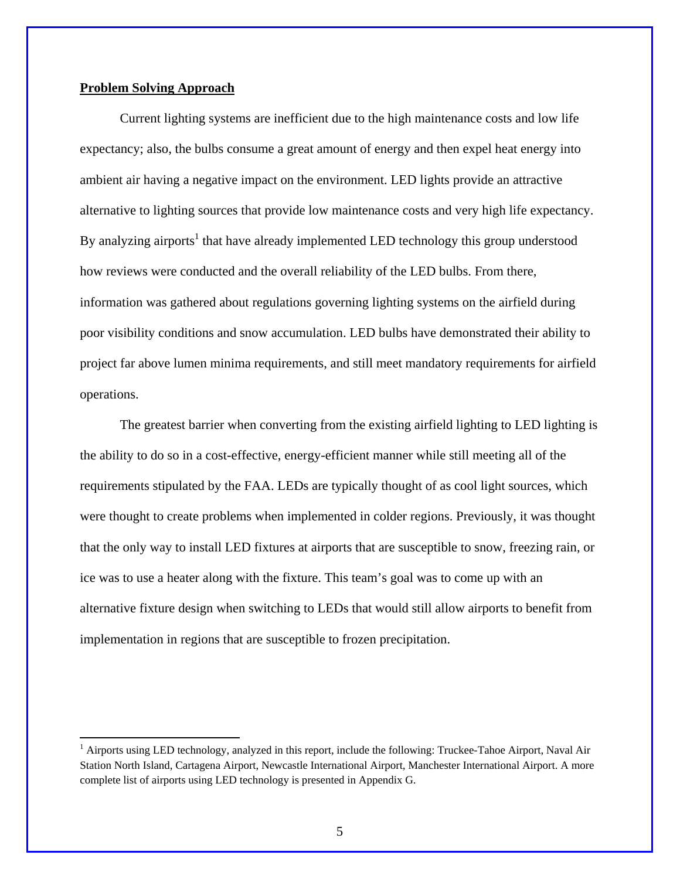**Problem Solving Approach**

Current lighting systems are inefficient due to the high maintenance costs and low life expectancy; also, the bulbs consume a great amount of energy and then expel heat energy into ambient air having a negative impact on the environment. LED lights provide an attractive alternative to lighting sources that provide low maintenance costs and very high life expectancy. By analyzing airports[1] that have already implemented LED technology this group understood how reviews were conducted and the overall reliability of the LED bulbs. From there, information was gathered about regulations governing lighting systems on the airfield during poor visibility conditions and snow accumulation. LED bulbs have demonstrated their ability to project far above lumen minima requirements, and still meet mandatory requirements for airfield operations.

The greatest barrier when converting from the existing airfield lighting to LED lighting is the ability to do so in a cost-effective, energy-efficient manner while still meeting all of the requirements stipulated by the FAA. LEDs are typically thought of as cool light sources, which were thought to create problems when implemented in colder regions. Previously, it was thought that the only way to install LED fixtures at airports that are susceptible to snow, freezing rain, or ice was to use a heater along with the fixture. This team's goal was to come up with an alternative fixture design when switching to LEDs that would still allow airports to benefit from implementation in regions that are susceptible to frozen precipitation.

---

[1] Airports using LED technology, analyzed in this report, include the following: Truckee-Tahoe Airport, Naval Air Station North Island, Cartagena Airport, Newcastle International Airport, Manchester International Airport. A more complete list of airports using LED technology is presented in Appendix G.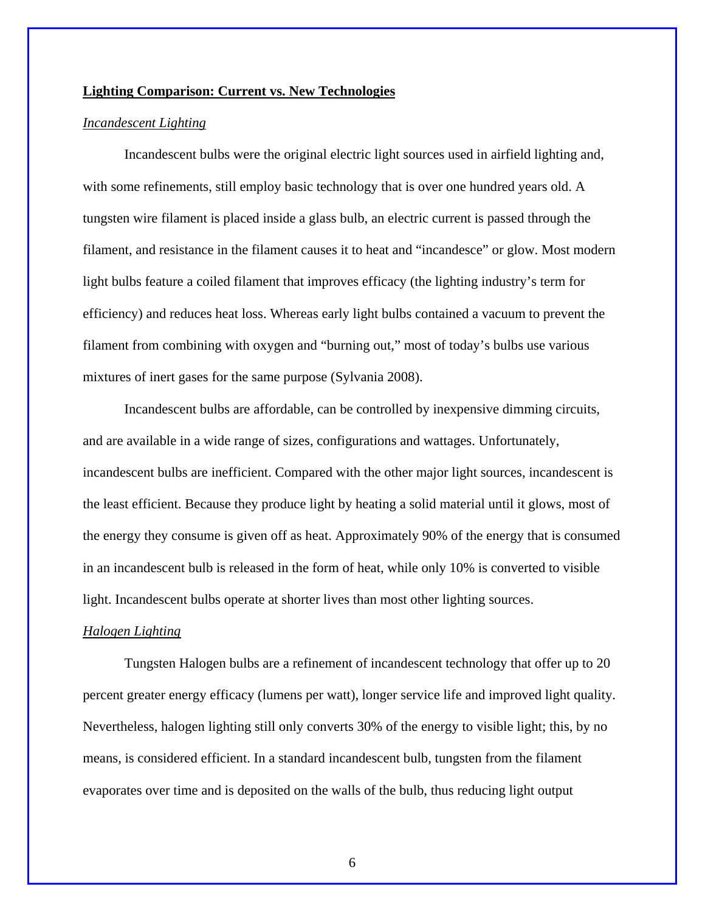## Lighting Comparison: Current vs. New Technologies

### *Incandescent Lighting*

Incandescent bulbs were the original electric light sources used in airfield lighting and, with some refinements, still employ basic technology that is over one hundred years old. A tungsten wire filament is placed inside a glass bulb, an electric current is passed through the filament, and resistance in the filament causes it to heat and "incandesce" or glow. Most modern light bulbs feature a coiled filament that improves efficacy (the lighting industry's term for efficiency) and reduces heat loss. Whereas early light bulbs contained a vacuum to prevent the filament from combining with oxygen and "burning out," most of today's bulbs use various mixtures of inert gases for the same purpose (Sylvania 2008).

Incandescent bulbs are affordable, can be controlled by inexpensive dimming circuits, and are available in a wide range of sizes, configurations and wattages. Unfortunately, incandescent bulbs are inefficient. Compared with the other major light sources, incandescent is the least efficient. Because they produce light by heating a solid material until it glows, most of the energy they consume is given off as heat. Approximately 90% of the energy that is consumed in an incandescent bulb is released in the form of heat, while only 10% is converted to visible light. Incandescent bulbs operate at shorter lives than most other lighting sources.

### *Halogen Lighting*

Tungsten Halogen bulbs are a refinement of incandescent technology that offer up to 20 percent greater energy efficacy (lumens per watt), longer service life and improved light quality. Nevertheless, halogen lighting still only converts 30% of the energy to visible light; this, by no means, is considered efficient. In a standard incandescent bulb, tungsten from the filament evaporates over time and is deposited on the walls of the bulb, thus reducing light output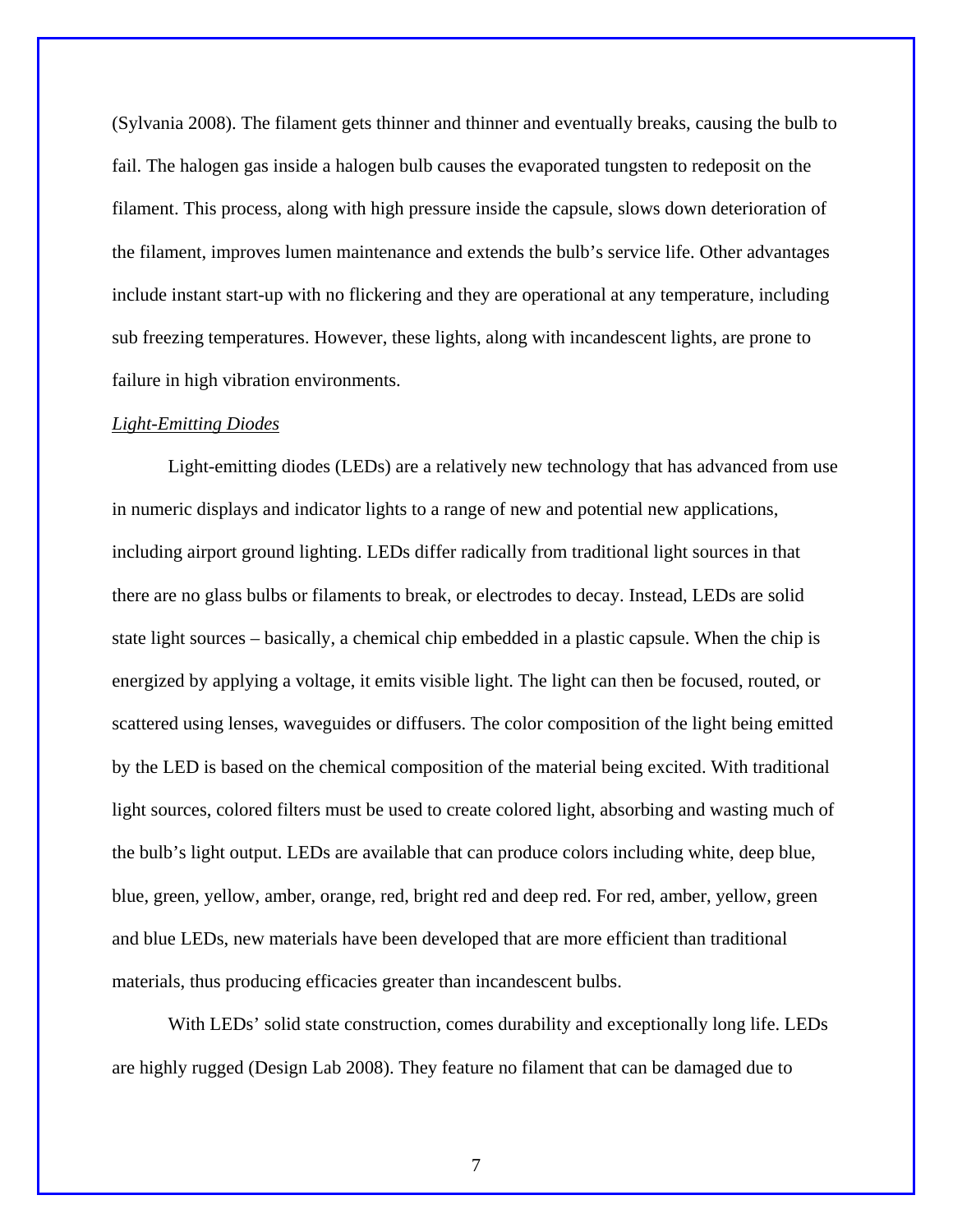(Sylvania 2008). The filament gets thinner and thinner and eventually breaks, causing the bulb to fail. The halogen gas inside a halogen bulb causes the evaporated tungsten to redeposit on the filament. This process, along with high pressure inside the capsule, slows down deterioration of the filament, improves lumen maintenance and extends the bulb's service life. Other advantages include instant start-up with no flickering and they are operational at any temperature, including sub freezing temperatures. However, these lights, along with incandescent lights, are prone to failure in high vibration environments.

*Light-Emitting Diodes*

Light-emitting diodes (LEDs) are a relatively new technology that has advanced from use in numeric displays and indicator lights to a range of new and potential new applications, including airport ground lighting. LEDs differ radically from traditional light sources in that there are no glass bulbs or filaments to break, or electrodes to decay. Instead, LEDs are solid state light sources – basically, a chemical chip embedded in a plastic capsule. When the chip is energized by applying a voltage, it emits visible light. The light can then be focused, routed, or scattered using lenses, waveguides or diffusers. The color composition of the light being emitted by the LED is based on the chemical composition of the material being excited. With traditional light sources, colored filters must be used to create colored light, absorbing and wasting much of the bulb's light output. LEDs are available that can produce colors including white, deep blue, blue, green, yellow, amber, orange, red, bright red and deep red. For red, amber, yellow, green and blue LEDs, new materials have been developed that are more efficient than traditional materials, thus producing efficacies greater than incandescent bulbs.

With LEDs' solid state construction, comes durability and exceptionally long life. LEDs are highly rugged (Design Lab 2008). They feature no filament that can be damaged due to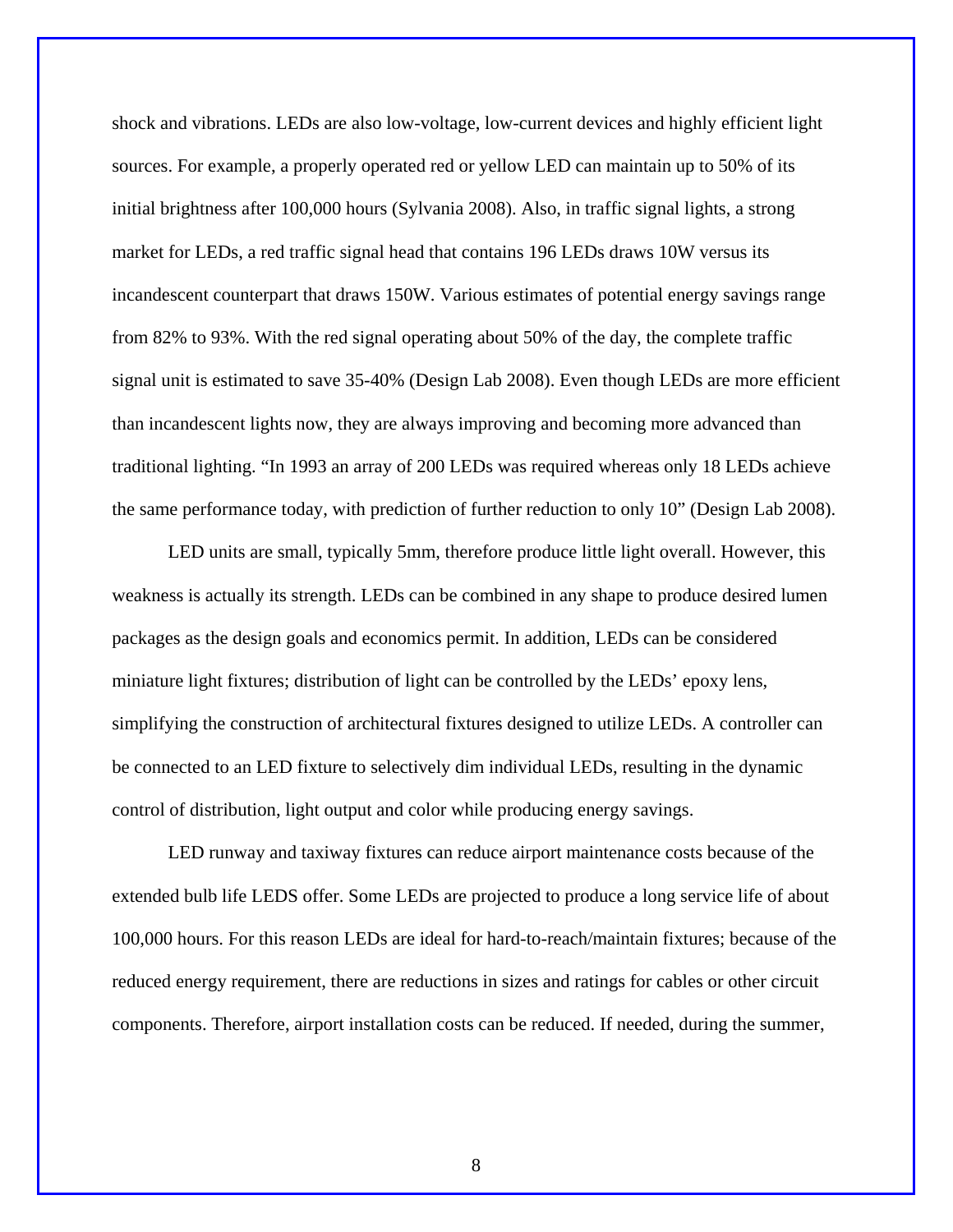shock and vibrations. LEDs are also low-voltage, low-current devices and highly efficient light sources. For example, a properly operated red or yellow LED can maintain up to 50% of its initial brightness after 100,000 hours (Sylvania 2008). Also, in traffic signal lights, a strong market for LEDs, a red traffic signal head that contains 196 LEDs draws 10W versus its incandescent counterpart that draws 150W. Various estimates of potential energy savings range from 82% to 93%. With the red signal operating about 50% of the day, the complete traffic signal unit is estimated to save 35-40% (Design Lab 2008). Even though LEDs are more efficient than incandescent lights now, they are always improving and becoming more advanced than traditional lighting. "In 1993 an array of 200 LEDs was required whereas only 18 LEDs achieve the same performance today, with prediction of further reduction to only 10" (Design Lab 2008).

LED units are small, typically 5mm, therefore produce little light overall. However, this weakness is actually its strength. LEDs can be combined in any shape to produce desired lumen packages as the design goals and economics permit. In addition, LEDs can be considered miniature light fixtures; distribution of light can be controlled by the LEDs' epoxy lens, simplifying the construction of architectural fixtures designed to utilize LEDs. A controller can be connected to an LED fixture to selectively dim individual LEDs, resulting in the dynamic control of distribution, light output and color while producing energy savings.

LED runway and taxiway fixtures can reduce airport maintenance costs because of the extended bulb life LEDS offer. Some LEDs are projected to produce a long service life of about 100,000 hours. For this reason LEDs are ideal for hard-to-reach/maintain fixtures; because of the reduced energy requirement, there are reductions in sizes and ratings for cables or other circuit components. Therefore, airport installation costs can be reduced. If needed, during the summer,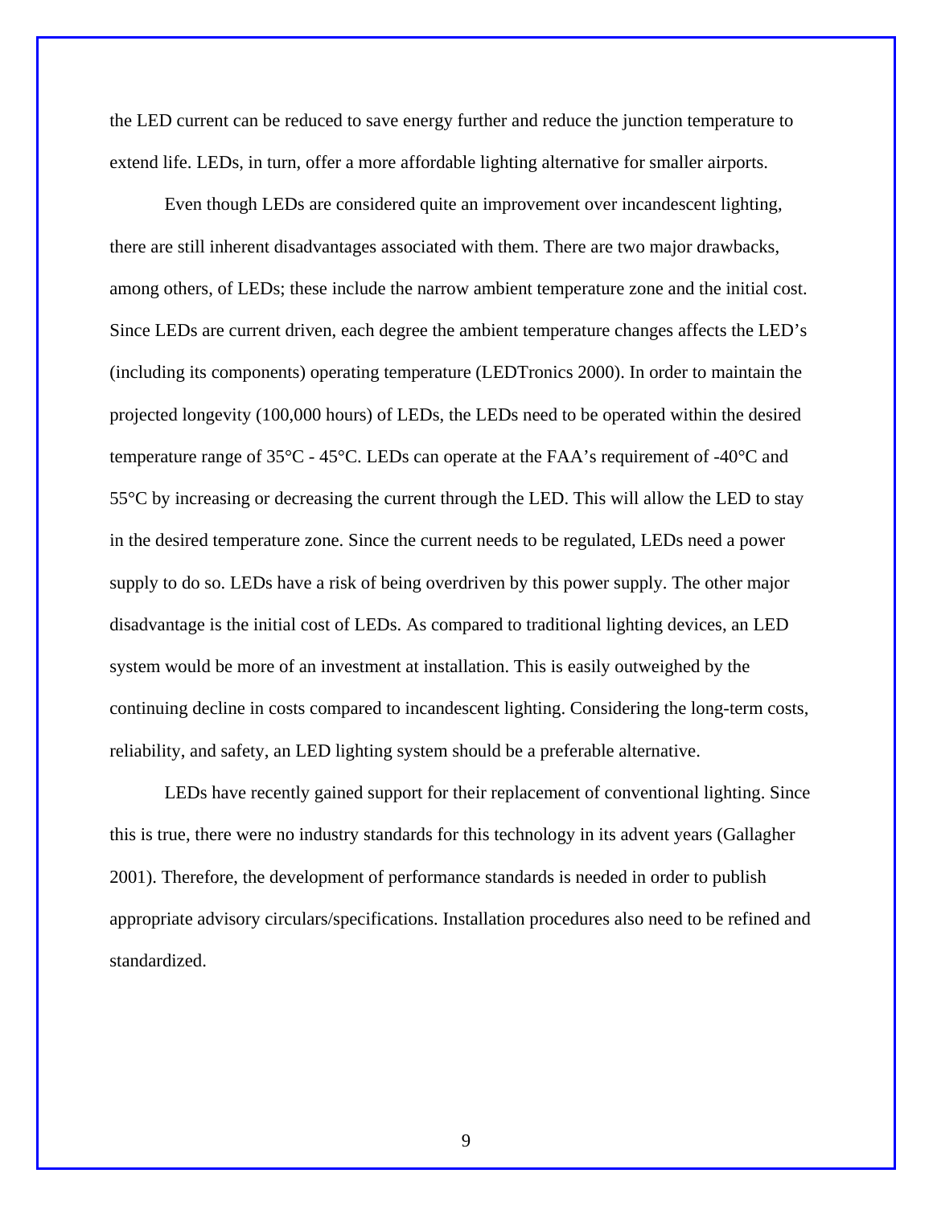the LED current can be reduced to save energy further and reduce the junction temperature to extend life. LEDs, in turn, offer a more affordable lighting alternative for smaller airports.

Even though LEDs are considered quite an improvement over incandescent lighting, there are still inherent disadvantages associated with them. There are two major drawbacks, among others, of LEDs; these include the narrow ambient temperature zone and the initial cost. Since LEDs are current driven, each degree the ambient temperature changes affects the LED's (including its components) operating temperature (LEDTronics 2000). In order to maintain the projected longevity (100,000 hours) of LEDs, the LEDs need to be operated within the desired temperature range of 35°C - 45°C. LEDs can operate at the FAA's requirement of -40°C and 55°C by increasing or decreasing the current through the LED. This will allow the LED to stay in the desired temperature zone. Since the current needs to be regulated, LEDs need a power supply to do so. LEDs have a risk of being overdriven by this power supply. The other major disadvantage is the initial cost of LEDs. As compared to traditional lighting devices, an LED system would be more of an investment at installation. This is easily outweighed by the continuing decline in costs compared to incandescent lighting. Considering the long-term costs, reliability, and safety, an LED lighting system should be a preferable alternative.

LEDs have recently gained support for their replacement of conventional lighting. Since this is true, there were no industry standards for this technology in its advent years (Gallagher 2001). Therefore, the development of performance standards is needed in order to publish appropriate advisory circulars/specifications. Installation procedures also need to be refined and standardized.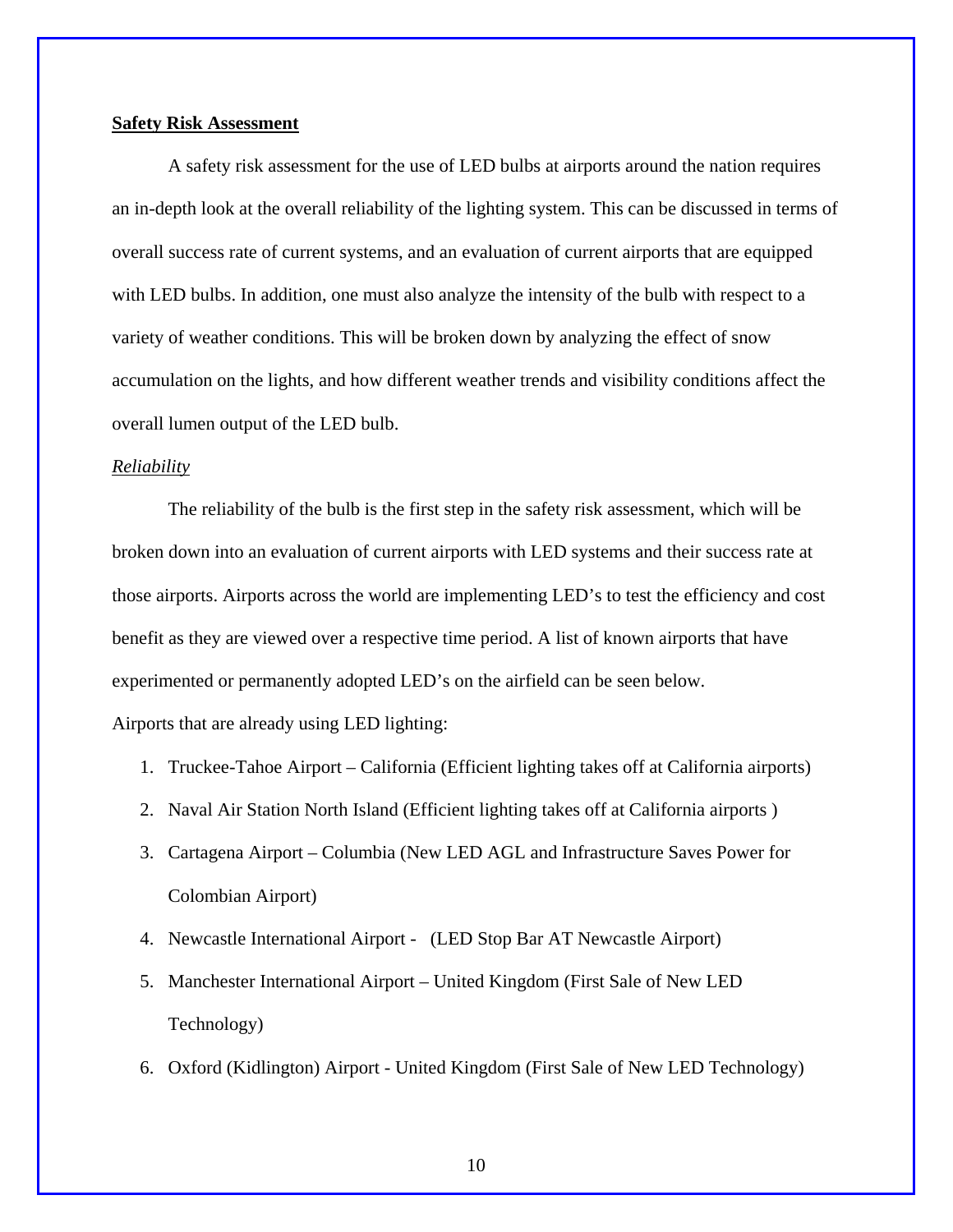**Safety Risk Assessment**

A safety risk assessment for the use of LED bulbs at airports around the nation requires an in-depth look at the overall reliability of the lighting system. This can be discussed in terms of overall success rate of current systems, and an evaluation of current airports that are equipped with LED bulbs. In addition, one must also analyze the intensity of the bulb with respect to a variety of weather conditions. This will be broken down by analyzing the effect of snow accumulation on the lights, and how different weather trends and visibility conditions affect the overall lumen output of the LED bulb.

*Reliability*

The reliability of the bulb is the first step in the safety risk assessment, which will be broken down into an evaluation of current airports with LED systems and their success rate at those airports. Airports across the world are implementing LED's to test the efficiency and cost benefit as they are viewed over a respective time period. A list of known airports that have experimented or permanently adopted LED's on the airfield can be seen below.

Airports that are already using LED lighting:

1. Truckee-Tahoe Airport – California (Efficient lighting takes off at California airports)
2. Naval Air Station North Island (Efficient lighting takes off at California airports )
3. Cartagena Airport – Columbia (New LED AGL and Infrastructure Saves Power for Colombian Airport)
4. Newcastle International Airport - (LED Stop Bar AT Newcastle Airport)
5. Manchester International Airport – United Kingdom (First Sale of New LED Technology)
6. Oxford (Kidlington) Airport - United Kingdom (First Sale of New LED Technology)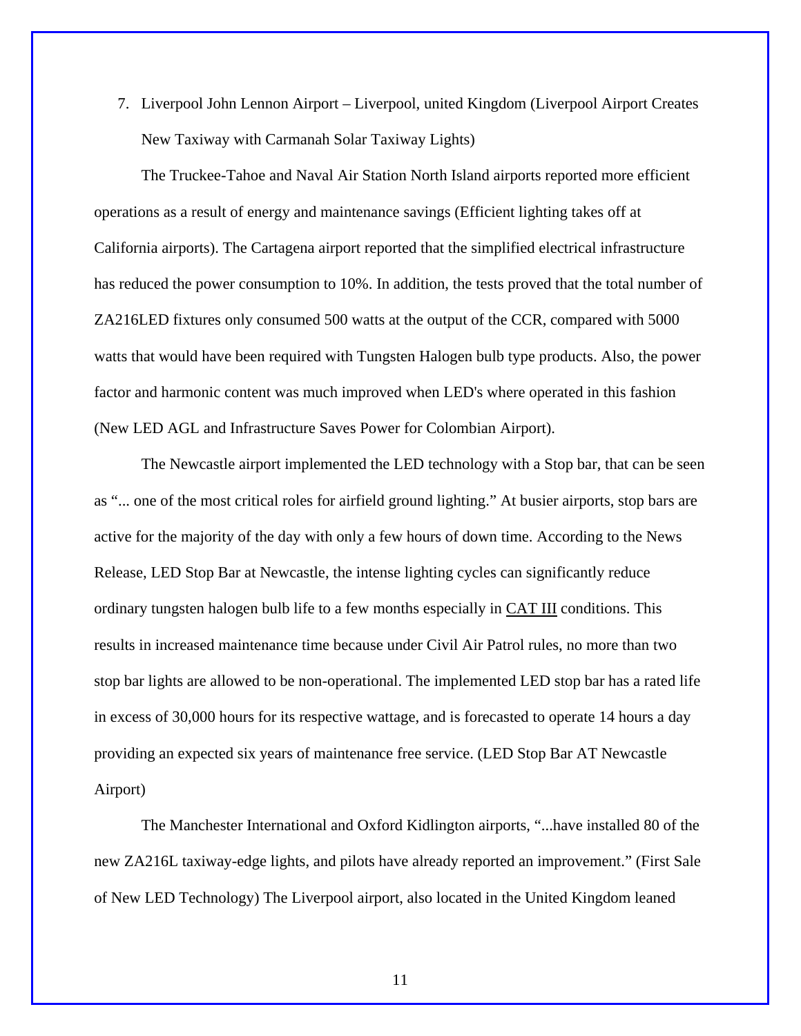7. Liverpool John Lennon Airport – Liverpool, united Kingdom (Liverpool Airport Creates New Taxiway with Carmanah Solar Taxiway Lights)

The Truckee-Tahoe and Naval Air Station North Island airports reported more efficient operations as a result of energy and maintenance savings (Efficient lighting takes off at California airports). The Cartagena airport reported that the simplified electrical infrastructure has reduced the power consumption to 10%. In addition, the tests proved that the total number of ZA216LED fixtures only consumed 500 watts at the output of the CCR, compared with 5000 watts that would have been required with Tungsten Halogen bulb type products. Also, the power factor and harmonic content was much improved when LED's where operated in this fashion (New LED AGL and Infrastructure Saves Power for Colombian Airport).

The Newcastle airport implemented the LED technology with a Stop bar, that can be seen as "... one of the most critical roles for airfield ground lighting." At busier airports, stop bars are active for the majority of the day with only a few hours of down time. According to the News Release, LED Stop Bar at Newcastle, the intense lighting cycles can significantly reduce ordinary tungsten halogen bulb life to a few months especially in CAT III conditions. This results in increased maintenance time because under Civil Air Patrol rules, no more than two stop bar lights are allowed to be non-operational. The implemented LED stop bar has a rated life in excess of 30,000 hours for its respective wattage, and is forecasted to operate 14 hours a day providing an expected six years of maintenance free service. (LED Stop Bar AT Newcastle Airport)

The Manchester International and Oxford Kidlington airports, "...have installed 80 of the new ZA216L taxiway-edge lights, and pilots have already reported an improvement." (First Sale of New LED Technology) The Liverpool airport, also located in the United Kingdom leaned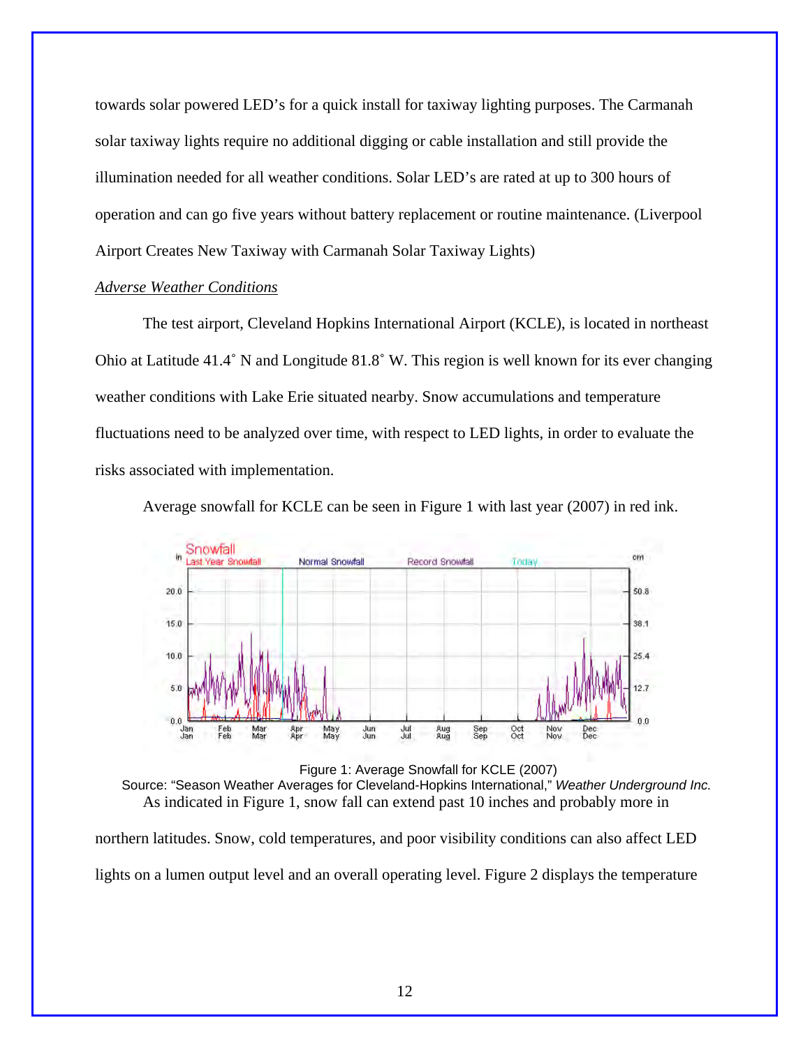towards solar powered LED's for a quick install for taxiway lighting purposes. The Carmanah solar taxiway lights require no additional digging or cable installation and still provide the illumination needed for all weather conditions. Solar LED's are rated at up to 300 hours of operation and can go five years without battery replacement or routine maintenance. (Liverpool Airport Creates New Taxiway with Carmanah Solar Taxiway Lights)

*Adverse Weather Conditions*

The test airport, Cleveland Hopkins International Airport (KCLE), is located in northeast Ohio at Latitude 41.4˚ N and Longitude 81.8˚ W. This region is well known for its ever changing weather conditions with Lake Erie situated nearby. Snow accumulations and temperature fluctuations need to be analyzed over time, with respect to LED lights, in order to evaluate the risks associated with implementation.

Average snowfall for KCLE can be seen in Figure 1 with last year (2007) in red ink.

Figure 1: Average Snowfall for KCLE (2007)
Source: "Season Weather Averages for Cleveland-Hopkins International," *Weather Underground Inc.*

As indicated in Figure 1, snow fall can extend past 10 inches and probably more in northern latitudes. Snow, cold temperatures, and poor visibility conditions can also affect LED lights on a lumen output level and an overall operating level. Figure 2 displays the temperature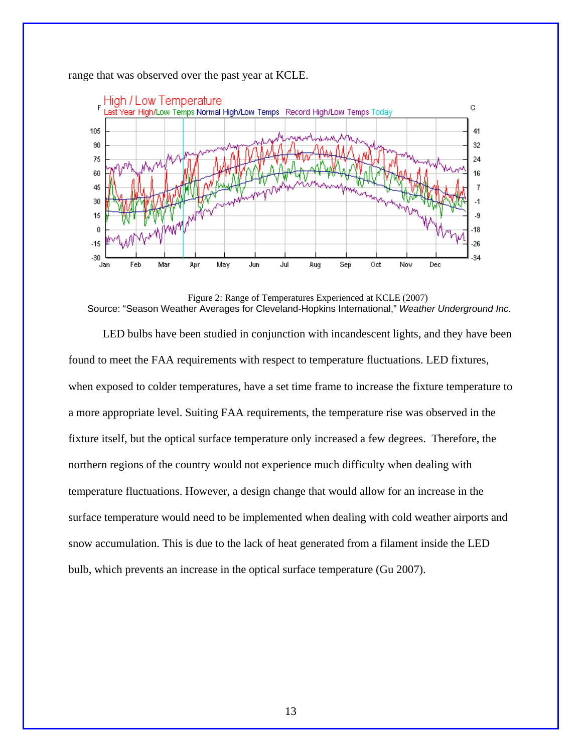range that was observed over the past year at KCLE.

Figure 2: Range of Temperatures Experienced at KCLE (2007)
Source: "Season Weather Averages for Cleveland-Hopkins International," *Weather Underground Inc.*

LED bulbs have been studied in conjunction with incandescent lights, and they have been found to meet the FAA requirements with respect to temperature fluctuations. LED fixtures, when exposed to colder temperatures, have a set time frame to increase the fixture temperature to a more appropriate level. Suiting FAA requirements, the temperature rise was observed in the fixture itself, but the optical surface temperature only increased a few degrees. Therefore, the northern regions of the country would not experience much difficulty when dealing with temperature fluctuations. However, a design change that would allow for an increase in the surface temperature would need to be implemented when dealing with cold weather airports and snow accumulation. This is due to the lack of heat generated from a filament inside the LED bulb, which prevents an increase in the optical surface temperature (Gu 2007).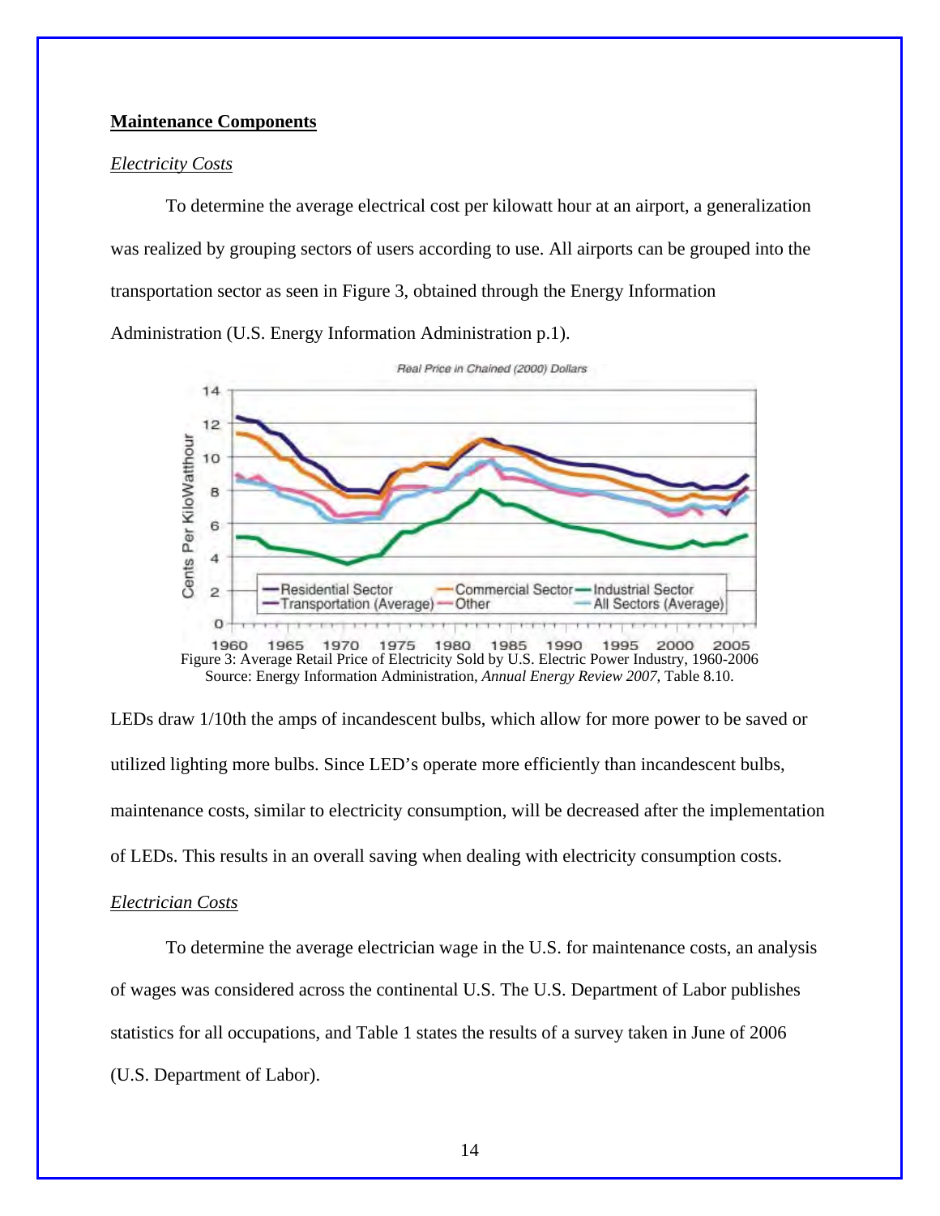**Maintenance Components**

*Electricity Costs*

To determine the average electrical cost per kilowatt hour at an airport, a generalization was realized by grouping sectors of users according to use. All airports can be grouped into the transportation sector as seen in Figure 3, obtained through the Energy Information Administration (U.S. Energy Information Administration p.1).

Figure 3: Average Retail Price of Electricity Sold by U.S. Electric Power Industry, 1960-2006
Source: Energy Information Administration, *Annual Energy Review 2007*, Table 8.10.

LEDs draw 1/10th the amps of incandescent bulbs, which allow for more power to be saved or utilized lighting more bulbs. Since LED's operate more efficiently than incandescent bulbs, maintenance costs, similar to electricity consumption, will be decreased after the implementation of LEDs. This results in an overall saving when dealing with electricity consumption costs.

*Electrician Costs*

To determine the average electrician wage in the U.S. for maintenance costs, an analysis of wages was considered across the continental U.S. The U.S. Department of Labor publishes statistics for all occupations, and Table 1 states the results of a survey taken in June of 2006 (U.S. Department of Labor).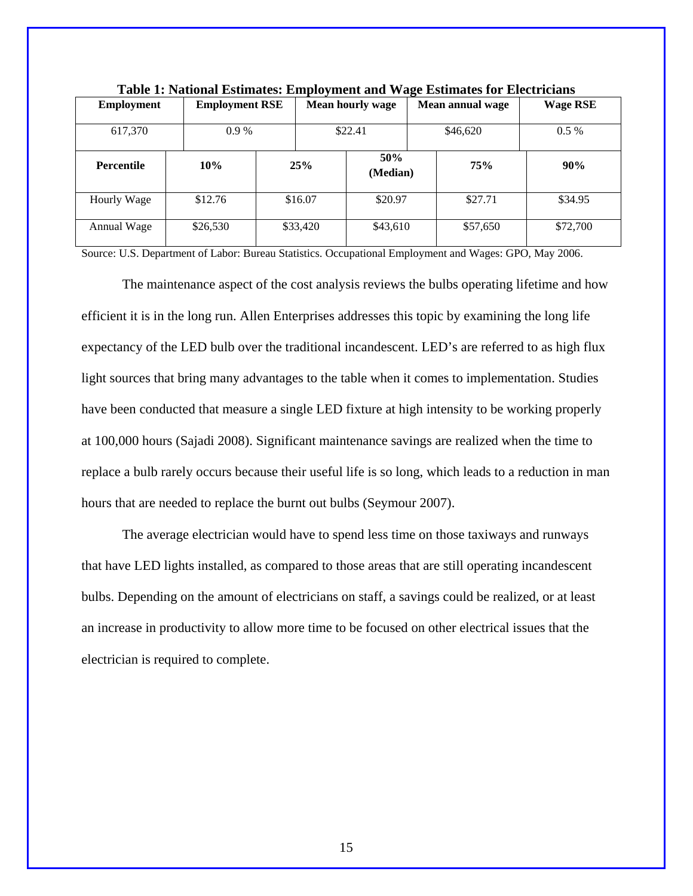**Table 1: National Estimates: Employment and Wage Estimates for Electricians**

| Employment | Employment RSE | Mean hourly wage | Mean annual wage | Wage RSE |
|---|---|---|---|---|
| 617,370 | 0.9 % | $22.41 | $46,620 | 0.5 % |

| Percentile | 10% | 25% | 50% (Median) | 75% | 90% |
|---|---|---|---|---|---|
| Hourly Wage | $12.76 | $16.07 | $20.97 | $27.71 | $34.95 |
| Annual Wage | $26,530 | $33,420 | $43,610 | $57,650 | $72,700 |

Source: U.S. Department of Labor: Bureau Statistics. Occupational Employment and Wages: GPO, May 2006.

The maintenance aspect of the cost analysis reviews the bulbs operating lifetime and how efficient it is in the long run. Allen Enterprises addresses this topic by examining the long life expectancy of the LED bulb over the traditional incandescent. LED's are referred to as high flux light sources that bring many advantages to the table when it comes to implementation. Studies have been conducted that measure a single LED fixture at high intensity to be working properly at 100,000 hours (Sajadi 2008). Significant maintenance savings are realized when the time to replace a bulb rarely occurs because their useful life is so long, which leads to a reduction in man hours that are needed to replace the burnt out bulbs (Seymour 2007).

The average electrician would have to spend less time on those taxiways and runways that have LED lights installed, as compared to those areas that are still operating incandescent bulbs. Depending on the amount of electricians on staff, a savings could be realized, or at least an increase in productivity to allow more time to be focused on other electrical issues that the electrician is required to complete.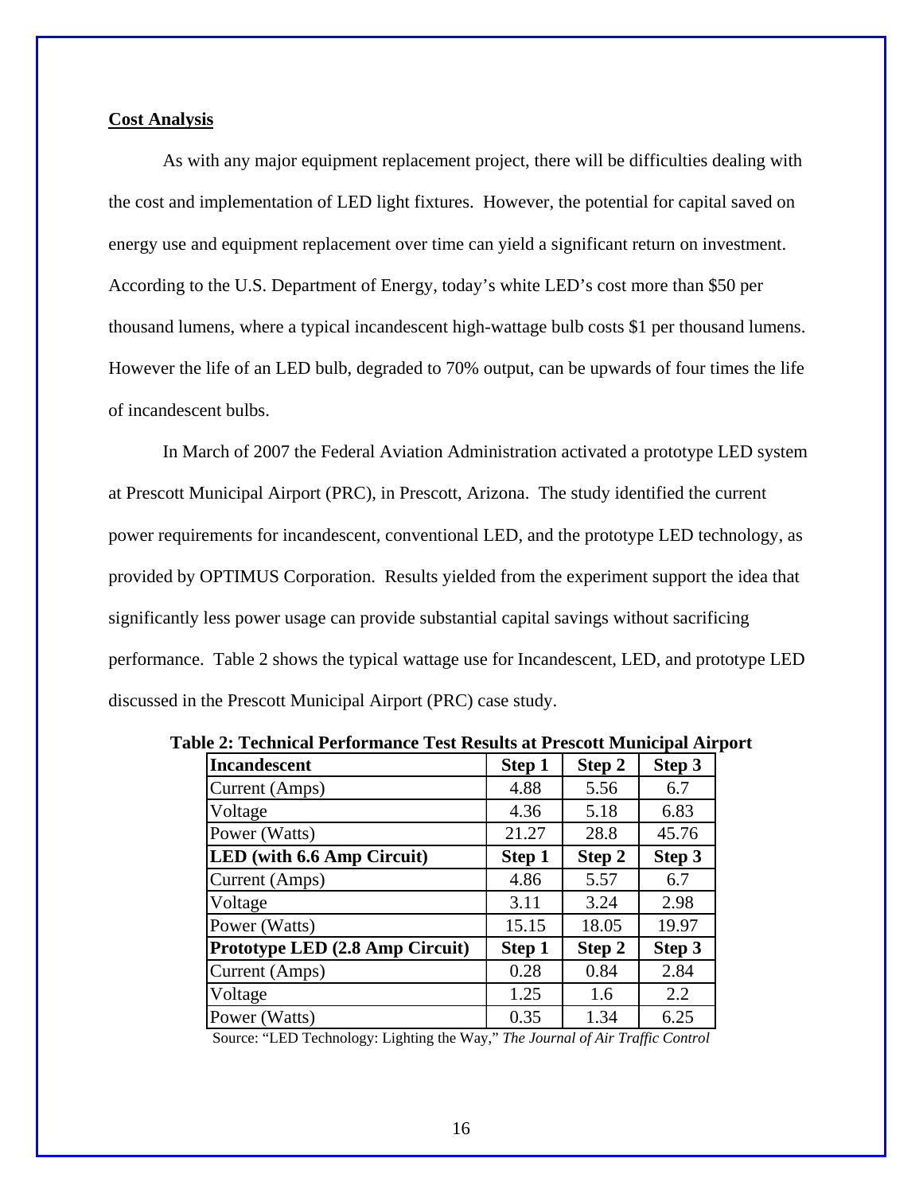## Cost Analysis

As with any major equipment replacement project, there will be difficulties dealing with the cost and implementation of LED light fixtures. However, the potential for capital saved on energy use and equipment replacement over time can yield a significant return on investment. According to the U.S. Department of Energy, today's white LED's cost more than $50 per thousand lumens, where a typical incandescent high-wattage bulb costs $1 per thousand lumens. However the life of an LED bulb, degraded to 70% output, can be upwards of four times the life of incandescent bulbs.

In March of 2007 the Federal Aviation Administration activated a prototype LED system at Prescott Municipal Airport (PRC), in Prescott, Arizona. The study identified the current power requirements for incandescent, conventional LED, and the prototype LED technology, as provided by OPTIMUS Corporation. Results yielded from the experiment support the idea that significantly less power usage can provide substantial capital savings without sacrificing performance. Table 2 shows the typical wattage use for Incandescent, LED, and prototype LED discussed in the Prescott Municipal Airport (PRC) case study.

**Table 2: Technical Performance Test Results at Prescott Municipal Airport**

| **Incandescent** | **Step 1** | **Step 2** | **Step 3** |
|---|---|---|---|
| Current (Amps) | 4.88 | 5.56 | 6.7 |
| Voltage | 4.36 | 5.18 | 6.83 |
| Power (Watts) | 21.27 | 28.8 | 45.76 |
| **LED (with 6.6 Amp Circuit)** | **Step 1** | **Step 2** | **Step 3** |
| Current (Amps) | 4.86 | 5.57 | 6.7 |
| Voltage | 3.11 | 3.24 | 2.98 |
| Power (Watts) | 15.15 | 18.05 | 19.97 |
| **Prototype LED (2.8 Amp Circuit)** | **Step 1** | **Step 2** | **Step 3** |
| Current (Amps) | 0.28 | 0.84 | 2.84 |
| Voltage | 1.25 | 1.6 | 2.2 |
| Power (Watts) | 0.35 | 1.34 | 6.25 |

Source: "LED Technology: Lighting the Way," *The Journal of Air Traffic Control*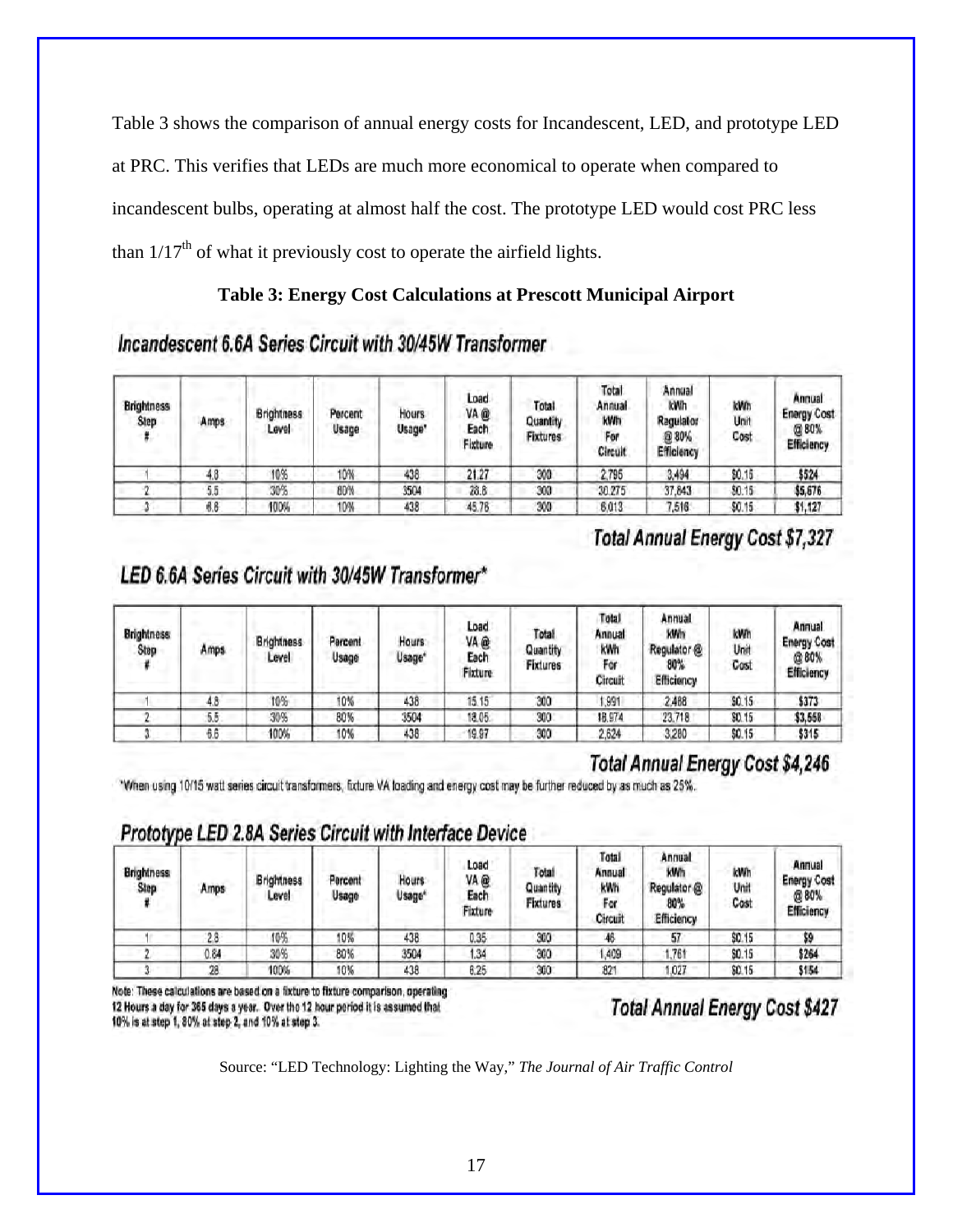Table 3 shows the comparison of annual energy costs for Incandescent, LED, and prototype LED at PRC. This verifies that LEDs are much more economical to operate when compared to incandescent bulbs, operating at almost half the cost. The prototype LED would cost PRC less than 1/17[th] of what it previously cost to operate the airfield lights.

**Table 3: Energy Cost Calculations at Prescott Municipal Airport**

***Incandescent 6.6A Series Circuit with 30/45W Transformer***

| Brightness Step # | Amps | Brightness Level | Percent Usage | Hours Usage* | Load VA @ Each Fixture | Total Quantity Fixtures | Total Annual kWh For Circuit | Annual kWh Regulator @ 80% Efficiency | kWh Unit Cost | Annual Energy Cost @ 80% Efficiency |
|---|---|---|---|---|---|---|---|---|---|---|
| 1 | 4.8 | 10% | 10% | 438 | 21.27 | 300 | 2,795 | 3,494 | $0.15 | $524 |
| 2 | 5.5 | 30% | 80% | 3504 | 28.8 | 300 | 30,275 | 37,843 | $0.15 | $5,676 |
| 3 | 6.6 | 100% | 10% | 438 | 45.76 | 300 | 6,013 | 7,516 | $0.15 | $1,127 |

***Total Annual Energy Cost $7,327***

***LED 6.6A Series Circuit with 30/45W Transformer****

| Brightness Step # | Amps | Brightness Level | Percent Usage | Hours Usage* | Load VA @ Each Fixture | Total Quantity Fixtures | Total Annual kWh For Circuit | Annual kWh Regulator @ 80% Efficiency | kWh Unit Cost | Annual Energy Cost @ 80% Efficiency |
|---|---|---|---|---|---|---|---|---|---|---|
| 1 | 4.8 | 10% | 10% | 438 | 15.15 | 300 | 1,991 | 2,488 | $0.15 | $373 |
| 2 | 5.5 | 30% | 80% | 3504 | 18.05 | 300 | 18,974 | 23,718 | $0.15 | $3,558 |
| 3 | 6.6 | 100% | 10% | 438 | 19.97 | 300 | 2,624 | 3,280 | $0.15 | $315 |

***Total Annual Energy Cost $4,246***

*When using 10/15 watt series circuit transformers, fixture VA loading and energy cost may be further reduced by as much as 25%.

***Prototype LED 2.8A Series Circuit with Interface Device***

| Brightness Step # | Amps | Brightness Level | Percent Usage | Hours Usage* | Load VA @ Each Fixture | Total Quantity Fixtures | Total Annual kWh For Circuit | Annual kWh Regulator @ 80% Efficiency | kWh Unit Cost | Annual Energy Cost @ 80% Efficiency |
|---|---|---|---|---|---|---|---|---|---|---|
| 1 | 2.8 | 10% | 10% | 438 | 0.35 | 300 | 46 | 57 | $0.15 | $9 |
| 2 | 0.84 | 30% | 80% | 3504 | 1.34 | 300 | 1,409 | 1,761 | $0.15 | $264 |
| 3 | 28 | 100% | 10% | 438 | 6.25 | 300 | 821 | 1,027 | $0.15 | $154 |

**Note: These calculations are based on a fixture to fixture comparison, operating 12 Hours a day for 365 days a year. Over the 12 hour period it is assumed that 10% is at step 1, 80% at step 2, and 10% at step 3.**

***Total Annual Energy Cost $427***

Source: "LED Technology: Lighting the Way," *The Journal of Air Traffic Control*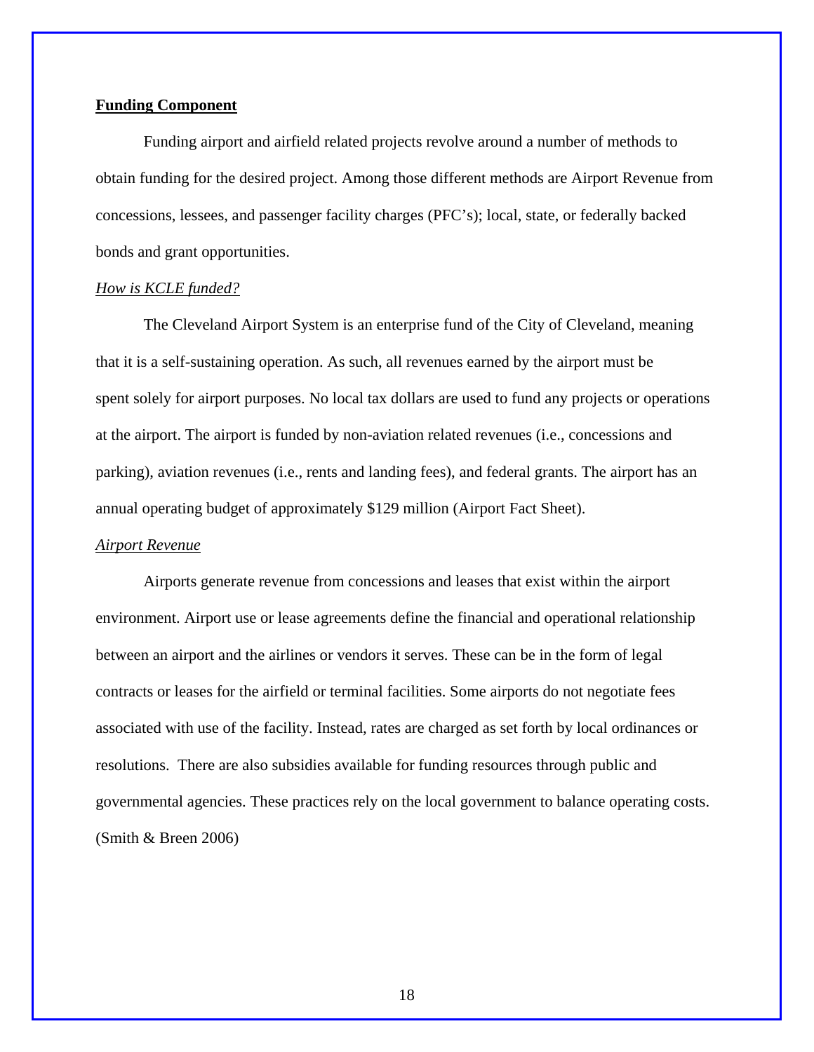**Funding Component**

Funding airport and airfield related projects revolve around a number of methods to obtain funding for the desired project. Among those different methods are Airport Revenue from concessions, lessees, and passenger facility charges (PFC's); local, state, or federally backed bonds and grant opportunities.

*How is KCLE funded?*

The Cleveland Airport System is an enterprise fund of the City of Cleveland, meaning that it is a self-sustaining operation. As such, all revenues earned by the airport must be spent solely for airport purposes. No local tax dollars are used to fund any projects or operations at the airport. The airport is funded by non-aviation related revenues (i.e., concessions and parking), aviation revenues (i.e., rents and landing fees), and federal grants. The airport has an annual operating budget of approximately $129 million (Airport Fact Sheet).

*Airport Revenue*

Airports generate revenue from concessions and leases that exist within the airport environment. Airport use or lease agreements define the financial and operational relationship between an airport and the airlines or vendors it serves. These can be in the form of legal contracts or leases for the airfield or terminal facilities. Some airports do not negotiate fees associated with use of the facility. Instead, rates are charged as set forth by local ordinances or resolutions. There are also subsidies available for funding resources through public and governmental agencies. These practices rely on the local government to balance operating costs. (Smith & Breen 2006)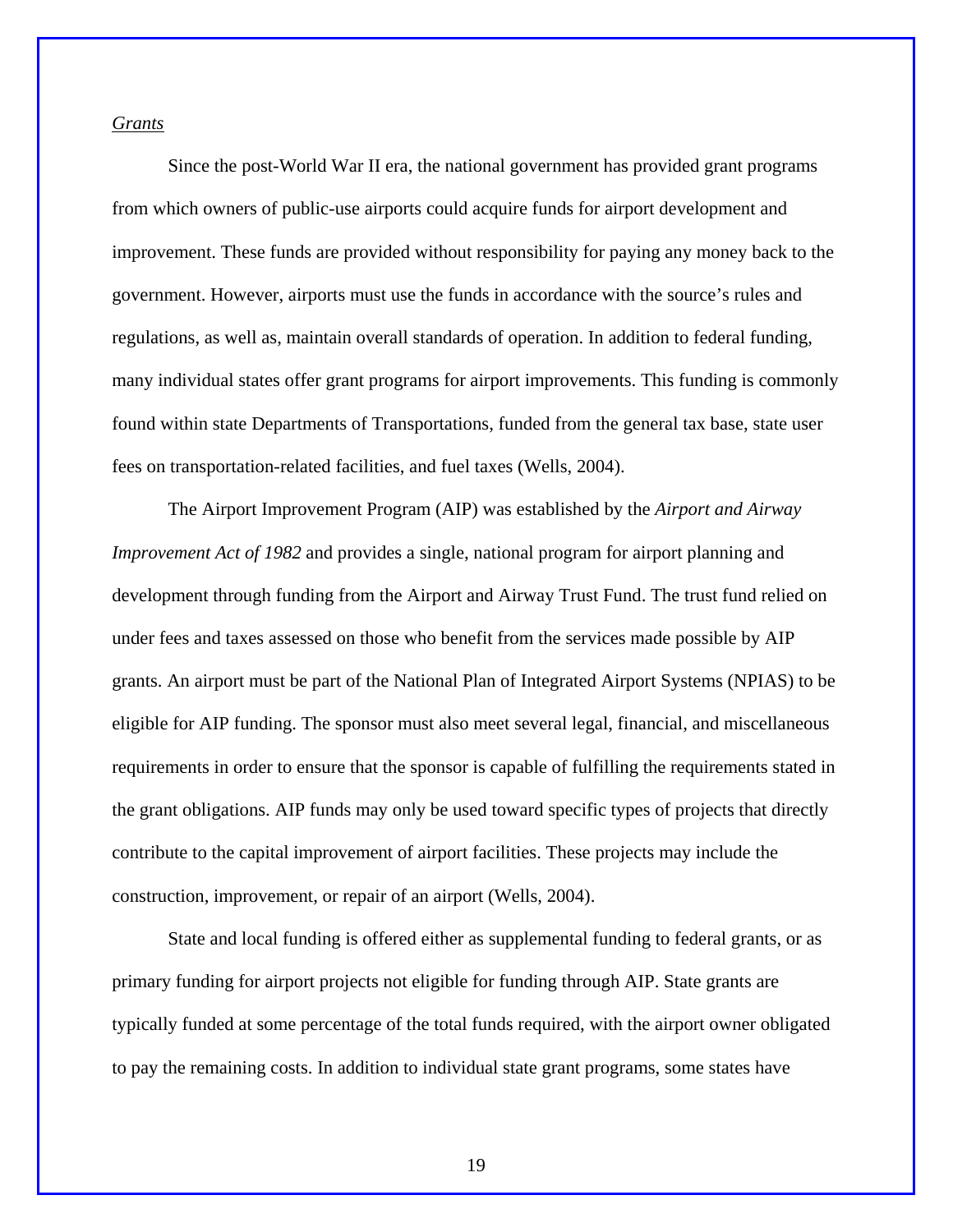*Grants*

Since the post-World War II era, the national government has provided grant programs from which owners of public-use airports could acquire funds for airport development and improvement. These funds are provided without responsibility for paying any money back to the government. However, airports must use the funds in accordance with the source's rules and regulations, as well as, maintain overall standards of operation. In addition to federal funding, many individual states offer grant programs for airport improvements. This funding is commonly found within state Departments of Transportations, funded from the general tax base, state user fees on transportation-related facilities, and fuel taxes (Wells, 2004).

The Airport Improvement Program (AIP) was established by the *Airport and Airway Improvement Act of 1982* and provides a single, national program for airport planning and development through funding from the Airport and Airway Trust Fund. The trust fund relied on under fees and taxes assessed on those who benefit from the services made possible by AIP grants. An airport must be part of the National Plan of Integrated Airport Systems (NPIAS) to be eligible for AIP funding. The sponsor must also meet several legal, financial, and miscellaneous requirements in order to ensure that the sponsor is capable of fulfilling the requirements stated in the grant obligations. AIP funds may only be used toward specific types of projects that directly contribute to the capital improvement of airport facilities. These projects may include the construction, improvement, or repair of an airport (Wells, 2004).

State and local funding is offered either as supplemental funding to federal grants, or as primary funding for airport projects not eligible for funding through AIP. State grants are typically funded at some percentage of the total funds required, with the airport owner obligated to pay the remaining costs. In addition to individual state grant programs, some states have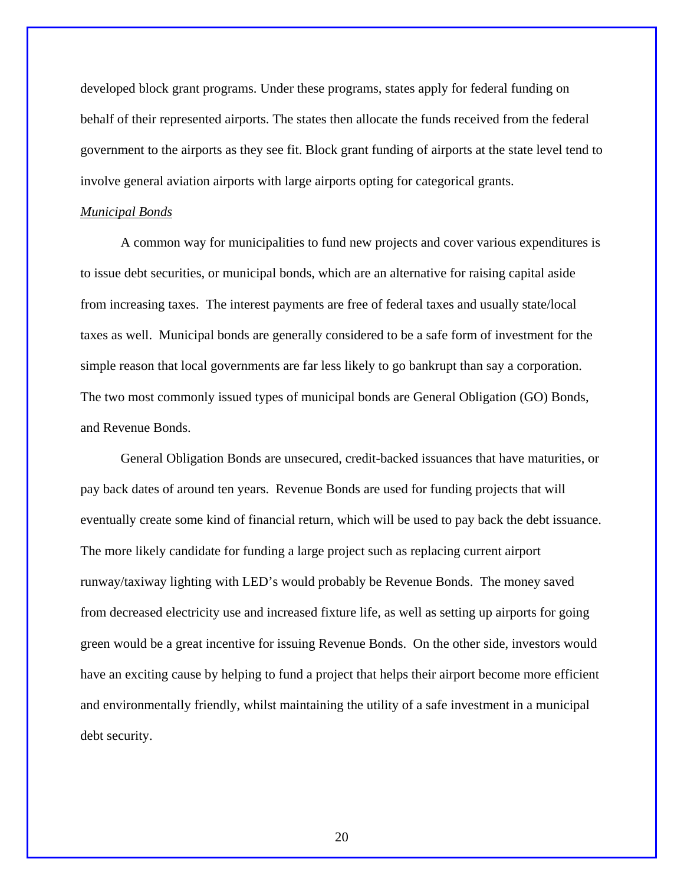developed block grant programs. Under these programs, states apply for federal funding on behalf of their represented airports. The states then allocate the funds received from the federal government to the airports as they see fit. Block grant funding of airports at the state level tend to involve general aviation airports with large airports opting for categorical grants.

### *Municipal Bonds*

A common way for municipalities to fund new projects and cover various expenditures is to issue debt securities, or municipal bonds, which are an alternative for raising capital aside from increasing taxes. The interest payments are free of federal taxes and usually state/local taxes as well. Municipal bonds are generally considered to be a safe form of investment for the simple reason that local governments are far less likely to go bankrupt than say a corporation. The two most commonly issued types of municipal bonds are General Obligation (GO) Bonds, and Revenue Bonds.

General Obligation Bonds are unsecured, credit-backed issuances that have maturities, or pay back dates of around ten years. Revenue Bonds are used for funding projects that will eventually create some kind of financial return, which will be used to pay back the debt issuance. The more likely candidate for funding a large project such as replacing current airport runway/taxiway lighting with LED's would probably be Revenue Bonds. The money saved from decreased electricity use and increased fixture life, as well as setting up airports for going green would be a great incentive for issuing Revenue Bonds. On the other side, investors would have an exciting cause by helping to fund a project that helps their airport become more efficient and environmentally friendly, whilst maintaining the utility of a safe investment in a municipal debt security.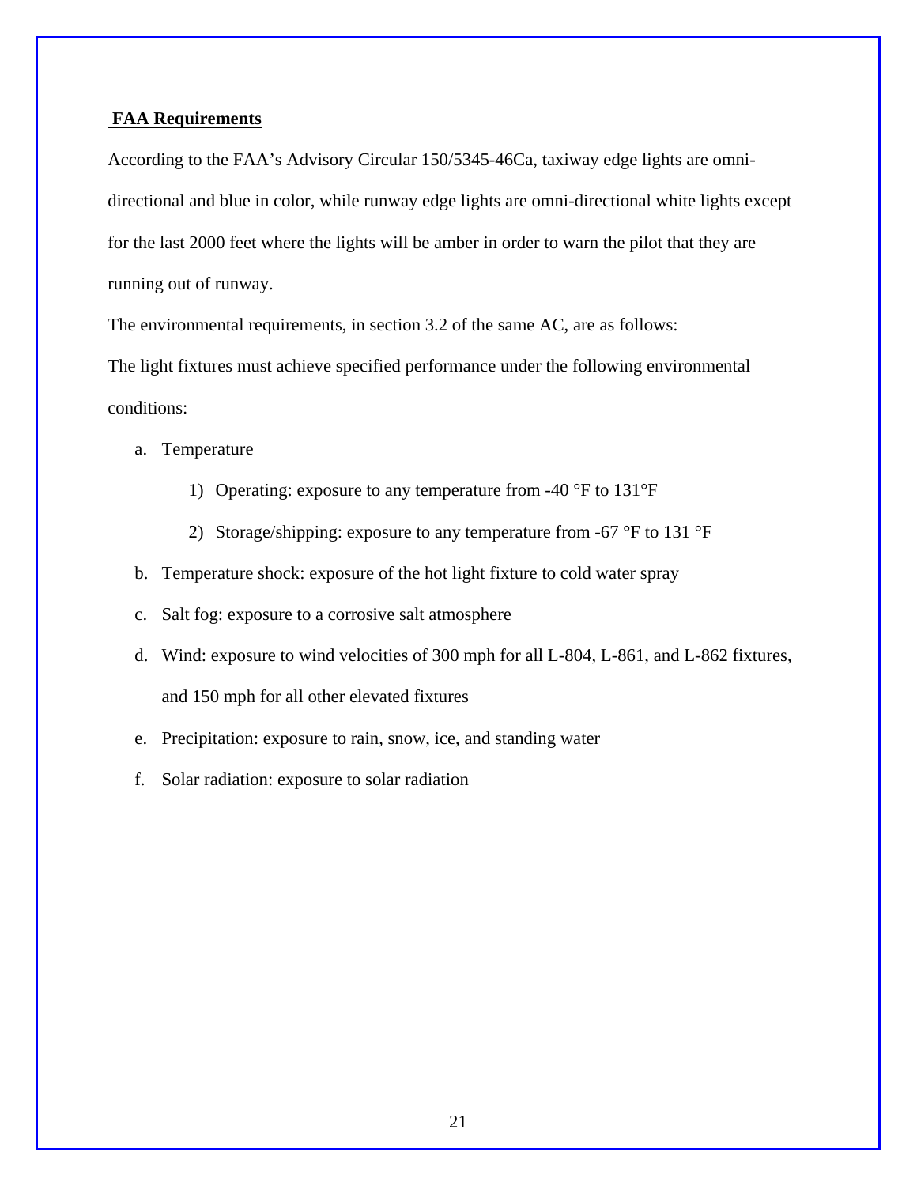## FAA Requirements

According to the FAA's Advisory Circular 150/5345-46Ca, taxiway edge lights are omni-directional and blue in color, while runway edge lights are omni-directional white lights except for the last 2000 feet where the lights will be amber in order to warn the pilot that they are running out of runway.

The environmental requirements, in section 3.2 of the same AC, are as follows:

The light fixtures must achieve specified performance under the following environmental conditions:

a. Temperature
    1) Operating: exposure to any temperature from -40 °F to 131°F
    2) Storage/shipping: exposure to any temperature from -67 °F to 131 °F
b. Temperature shock: exposure of the hot light fixture to cold water spray
c. Salt fog: exposure to a corrosive salt atmosphere
d. Wind: exposure to wind velocities of 300 mph for all L-804, L-861, and L-862 fixtures, and 150 mph for all other elevated fixtures
e. Precipitation: exposure to rain, snow, ice, and standing water
f. Solar radiation: exposure to solar radiation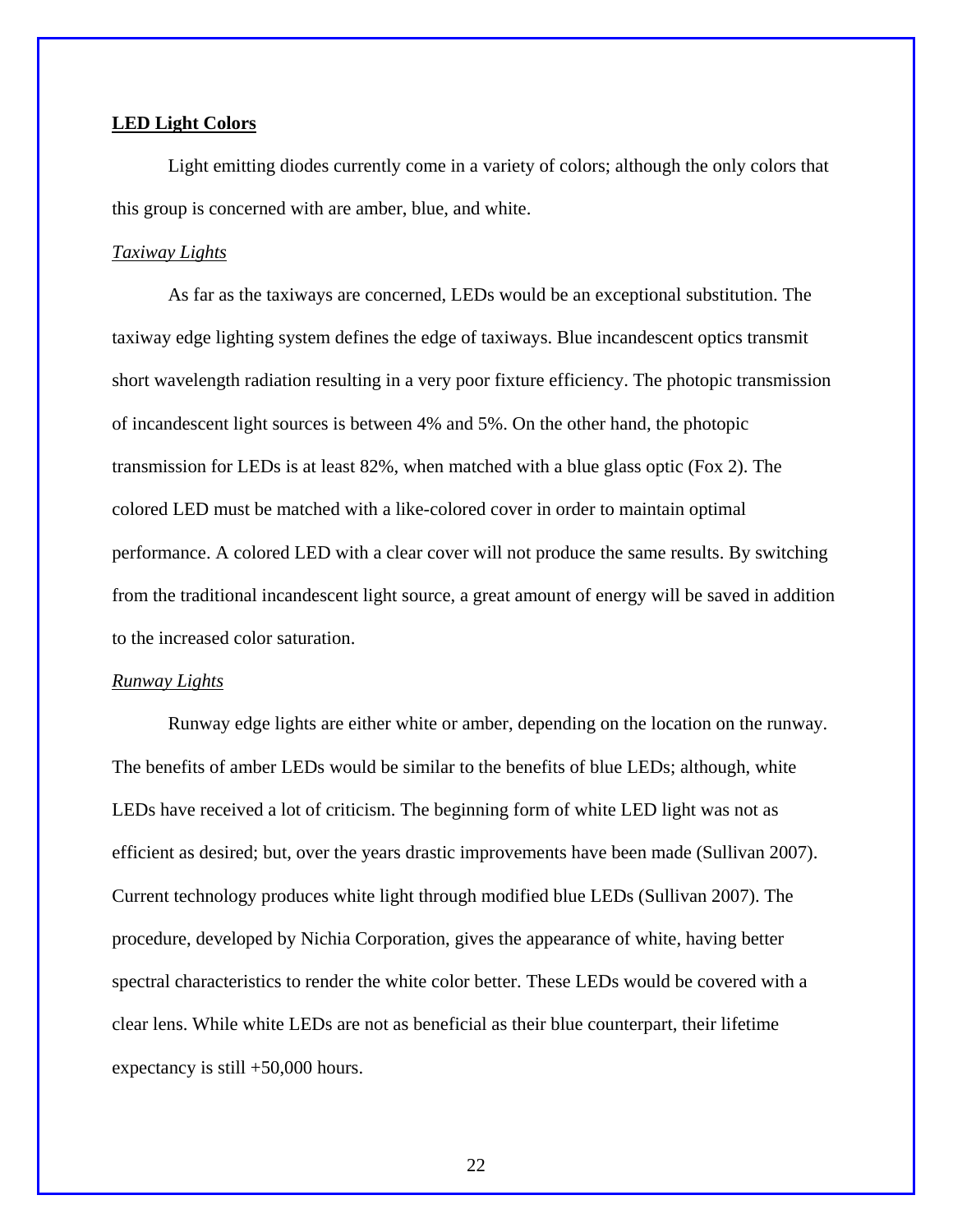## **LED Light Colors**

Light emitting diodes currently come in a variety of colors; although the only colors that this group is concerned with are amber, blue, and white.

### *Taxiway Lights*

As far as the taxiways are concerned, LEDs would be an exceptional substitution. The taxiway edge lighting system defines the edge of taxiways. Blue incandescent optics transmit short wavelength radiation resulting in a very poor fixture efficiency. The photopic transmission of incandescent light sources is between 4% and 5%. On the other hand, the photopic transmission for LEDs is at least 82%, when matched with a blue glass optic (Fox 2). The colored LED must be matched with a like-colored cover in order to maintain optimal performance. A colored LED with a clear cover will not produce the same results. By switching from the traditional incandescent light source, a great amount of energy will be saved in addition to the increased color saturation.

### *Runway Lights*

Runway edge lights are either white or amber, depending on the location on the runway. The benefits of amber LEDs would be similar to the benefits of blue LEDs; although, white LEDs have received a lot of criticism. The beginning form of white LED light was not as efficient as desired; but, over the years drastic improvements have been made (Sullivan 2007). Current technology produces white light through modified blue LEDs (Sullivan 2007). The procedure, developed by Nichia Corporation, gives the appearance of white, having better spectral characteristics to render the white color better. These LEDs would be covered with a clear lens. While white LEDs are not as beneficial as their blue counterpart, their lifetime expectancy is still +50,000 hours.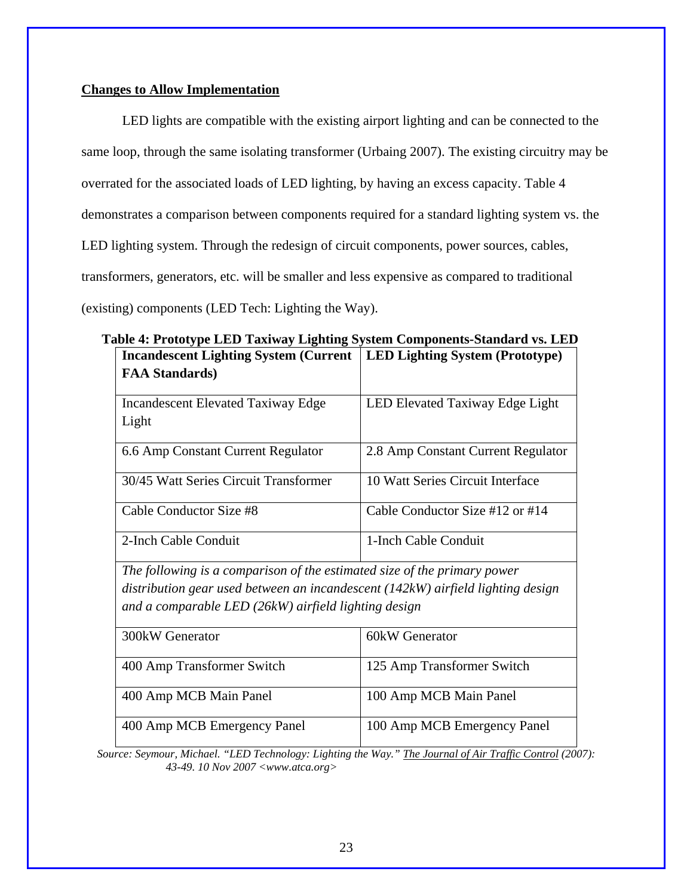**Changes to Allow Implementation**

LED lights are compatible with the existing airport lighting and can be connected to the same loop, through the same isolating transformer (Urbaing 2007). The existing circuitry may be overrated for the associated loads of LED lighting, by having an excess capacity. Table 4 demonstrates a comparison between components required for a standard lighting system vs. the LED lighting system. Through the redesign of circuit components, power sources, cables, transformers, generators, etc. will be smaller and less expensive as compared to traditional (existing) components (LED Tech: Lighting the Way).

**Table 4: Prototype LED Taxiway Lighting System Components-Standard vs. LED**

| **Incandescent Lighting System (Current FAA Standards)** | **LED Lighting System (Prototype)** |
|---|---|
| Incandescent Elevated Taxiway Edge Light | LED Elevated Taxiway Edge Light |
| 6.6 Amp Constant Current Regulator | 2.8 Amp Constant Current Regulator |
| 30/45 Watt Series Circuit Transformer | 10 Watt Series Circuit Interface |
| Cable Conductor Size #8 | Cable Conductor Size #12 or #14 |
| 2-Inch Cable Conduit | 1-Inch Cable Conduit |
| *The following is a comparison of the estimated size of the primary power distribution gear used between an incandescent (142kW) airfield lighting design and a comparable LED (26kW) airfield lighting design* | |
| 300kW Generator | 60kW Generator |
| 400 Amp Transformer Switch | 125 Amp Transformer Switch |
| 400 Amp MCB Main Panel | 100 Amp MCB Main Panel |
| 400 Amp MCB Emergency Panel | 100 Amp MCB Emergency Panel |

*Source: Seymour, Michael. "LED Technology: Lighting the Way." The Journal of Air Traffic Control (2007): 43-49. 10 Nov 2007 <www.atca.org>*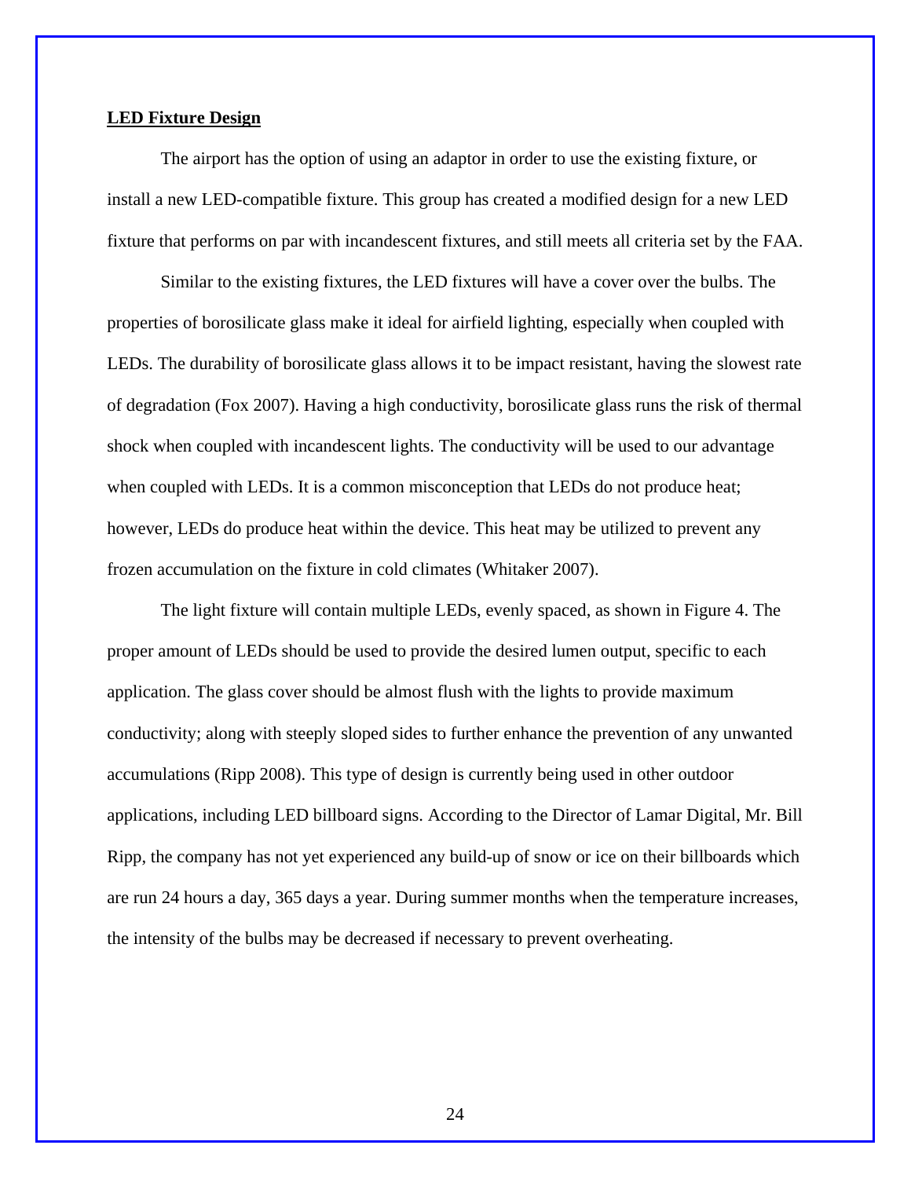## LED Fixture Design

The airport has the option of using an adaptor in order to use the existing fixture, or install a new LED-compatible fixture. This group has created a modified design for a new LED fixture that performs on par with incandescent fixtures, and still meets all criteria set by the FAA.

Similar to the existing fixtures, the LED fixtures will have a cover over the bulbs. The properties of borosilicate glass make it ideal for airfield lighting, especially when coupled with LEDs. The durability of borosilicate glass allows it to be impact resistant, having the slowest rate of degradation (Fox 2007). Having a high conductivity, borosilicate glass runs the risk of thermal shock when coupled with incandescent lights. The conductivity will be used to our advantage when coupled with LEDs. It is a common misconception that LEDs do not produce heat; however, LEDs do produce heat within the device. This heat may be utilized to prevent any frozen accumulation on the fixture in cold climates (Whitaker 2007).

The light fixture will contain multiple LEDs, evenly spaced, as shown in Figure 4. The proper amount of LEDs should be used to provide the desired lumen output, specific to each application. The glass cover should be almost flush with the lights to provide maximum conductivity; along with steeply sloped sides to further enhance the prevention of any unwanted accumulations (Ripp 2008). This type of design is currently being used in other outdoor applications, including LED billboard signs. According to the Director of Lamar Digital, Mr. Bill Ripp, the company has not yet experienced any build-up of snow or ice on their billboards which are run 24 hours a day, 365 days a year. During summer months when the temperature increases, the intensity of the bulbs may be decreased if necessary to prevent overheating.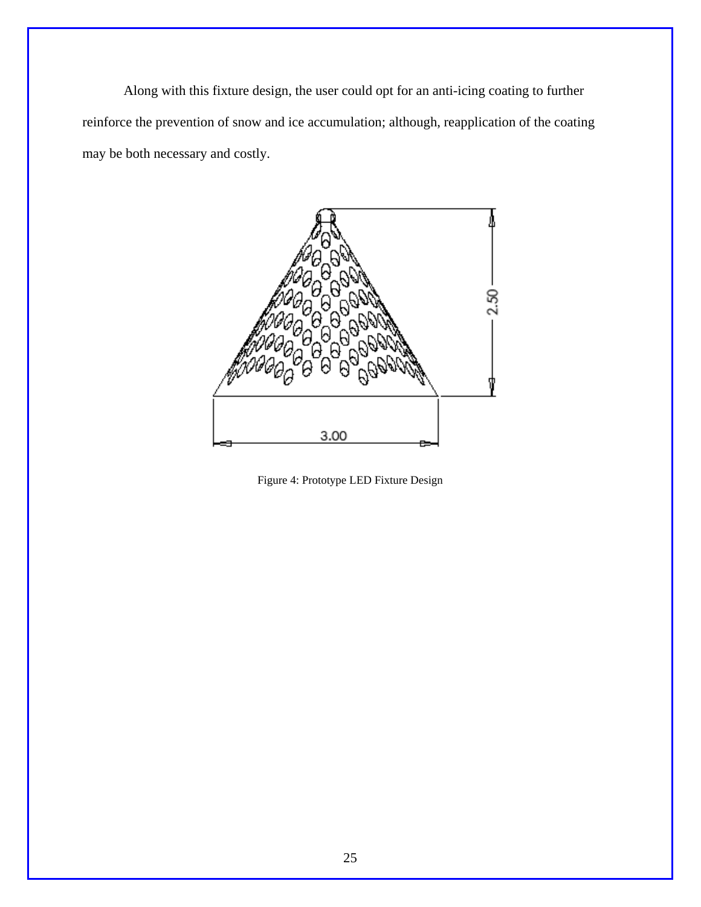Along with this fixture design, the user could opt for an anti-icing coating to further reinforce the prevention of snow and ice accumulation; although, reapplication of the coating may be both necessary and costly.

Figure 4: Prototype LED Fixture Design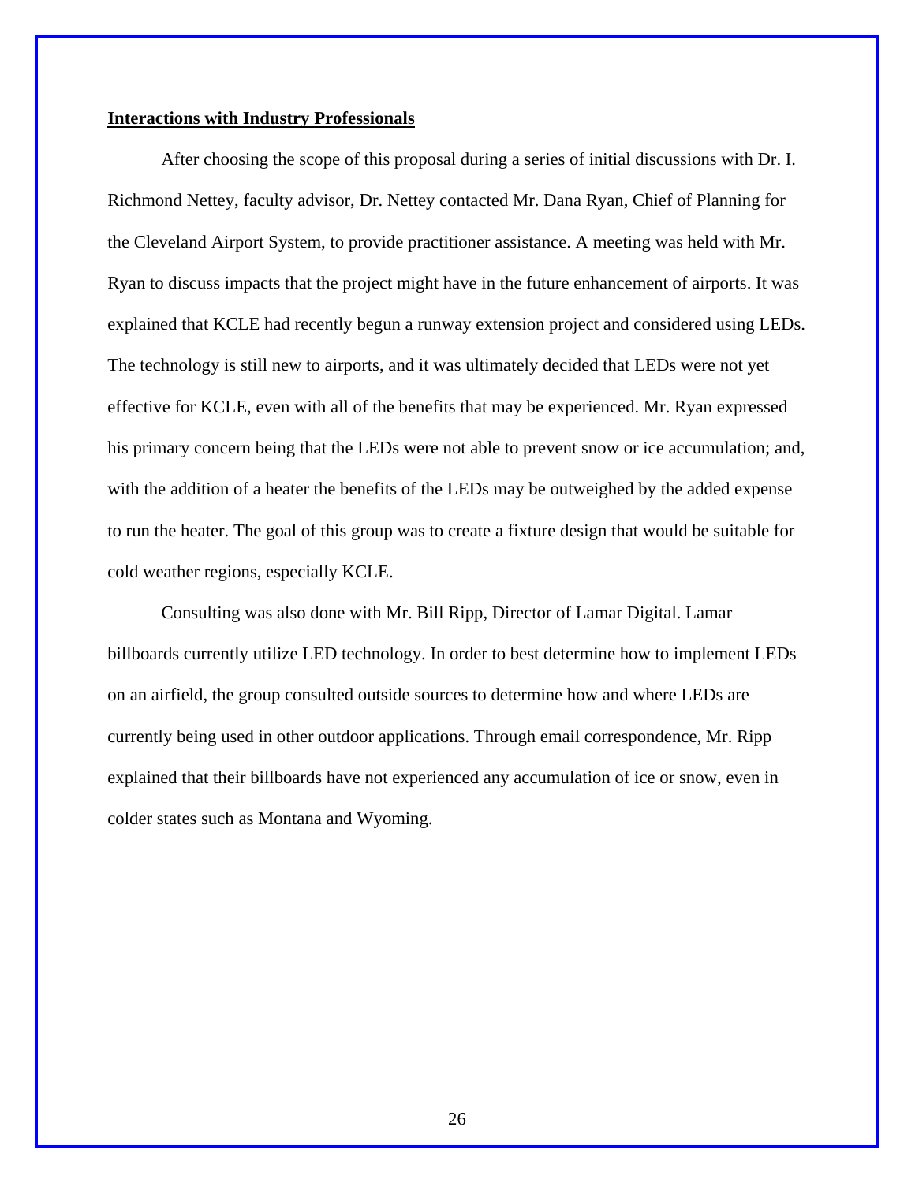## Interactions with Industry Professionals

After choosing the scope of this proposal during a series of initial discussions with Dr. I. Richmond Nettey, faculty advisor, Dr. Nettey contacted Mr. Dana Ryan, Chief of Planning for the Cleveland Airport System, to provide practitioner assistance. A meeting was held with Mr. Ryan to discuss impacts that the project might have in the future enhancement of airports. It was explained that KCLE had recently begun a runway extension project and considered using LEDs. The technology is still new to airports, and it was ultimately decided that LEDs were not yet effective for KCLE, even with all of the benefits that may be experienced. Mr. Ryan expressed his primary concern being that the LEDs were not able to prevent snow or ice accumulation; and, with the addition of a heater the benefits of the LEDs may be outweighed by the added expense to run the heater. The goal of this group was to create a fixture design that would be suitable for cold weather regions, especially KCLE.

Consulting was also done with Mr. Bill Ripp, Director of Lamar Digital. Lamar billboards currently utilize LED technology. In order to best determine how to implement LEDs on an airfield, the group consulted outside sources to determine how and where LEDs are currently being used in other outdoor applications. Through email correspondence, Mr. Ripp explained that their billboards have not experienced any accumulation of ice or snow, even in colder states such as Montana and Wyoming.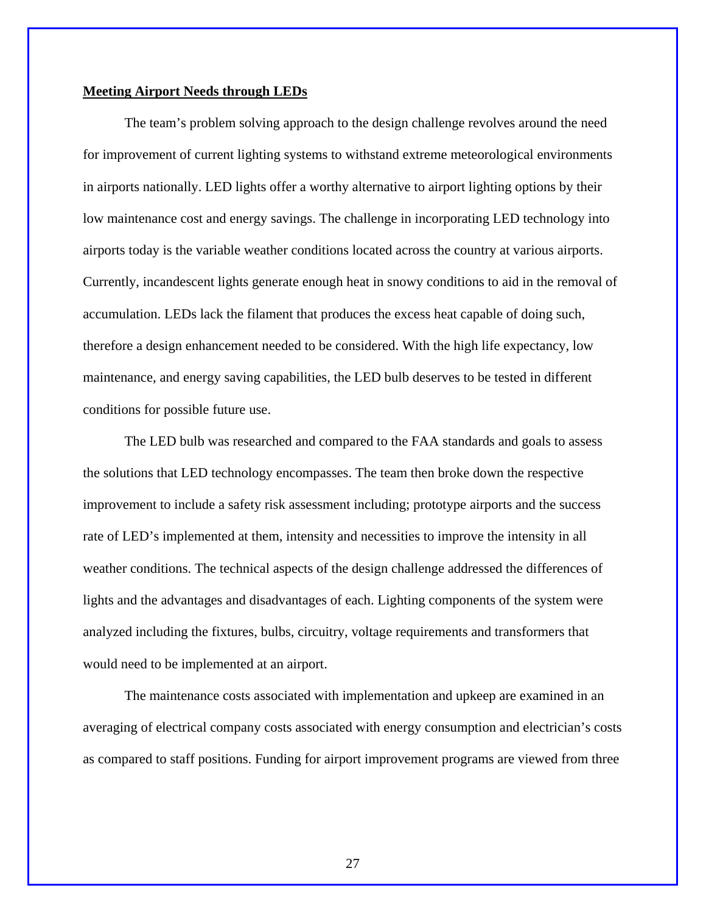**Meeting Airport Needs through LEDs**

The team's problem solving approach to the design challenge revolves around the need for improvement of current lighting systems to withstand extreme meteorological environments in airports nationally. LED lights offer a worthy alternative to airport lighting options by their low maintenance cost and energy savings. The challenge in incorporating LED technology into airports today is the variable weather conditions located across the country at various airports. Currently, incandescent lights generate enough heat in snowy conditions to aid in the removal of accumulation. LEDs lack the filament that produces the excess heat capable of doing such, therefore a design enhancement needed to be considered. With the high life expectancy, low maintenance, and energy saving capabilities, the LED bulb deserves to be tested in different conditions for possible future use.

The LED bulb was researched and compared to the FAA standards and goals to assess the solutions that LED technology encompasses. The team then broke down the respective improvement to include a safety risk assessment including; prototype airports and the success rate of LED's implemented at them, intensity and necessities to improve the intensity in all weather conditions. The technical aspects of the design challenge addressed the differences of lights and the advantages and disadvantages of each. Lighting components of the system were analyzed including the fixtures, bulbs, circuitry, voltage requirements and transformers that would need to be implemented at an airport.

The maintenance costs associated with implementation and upkeep are examined in an averaging of electrical company costs associated with energy consumption and electrician's costs as compared to staff positions. Funding for airport improvement programs are viewed from three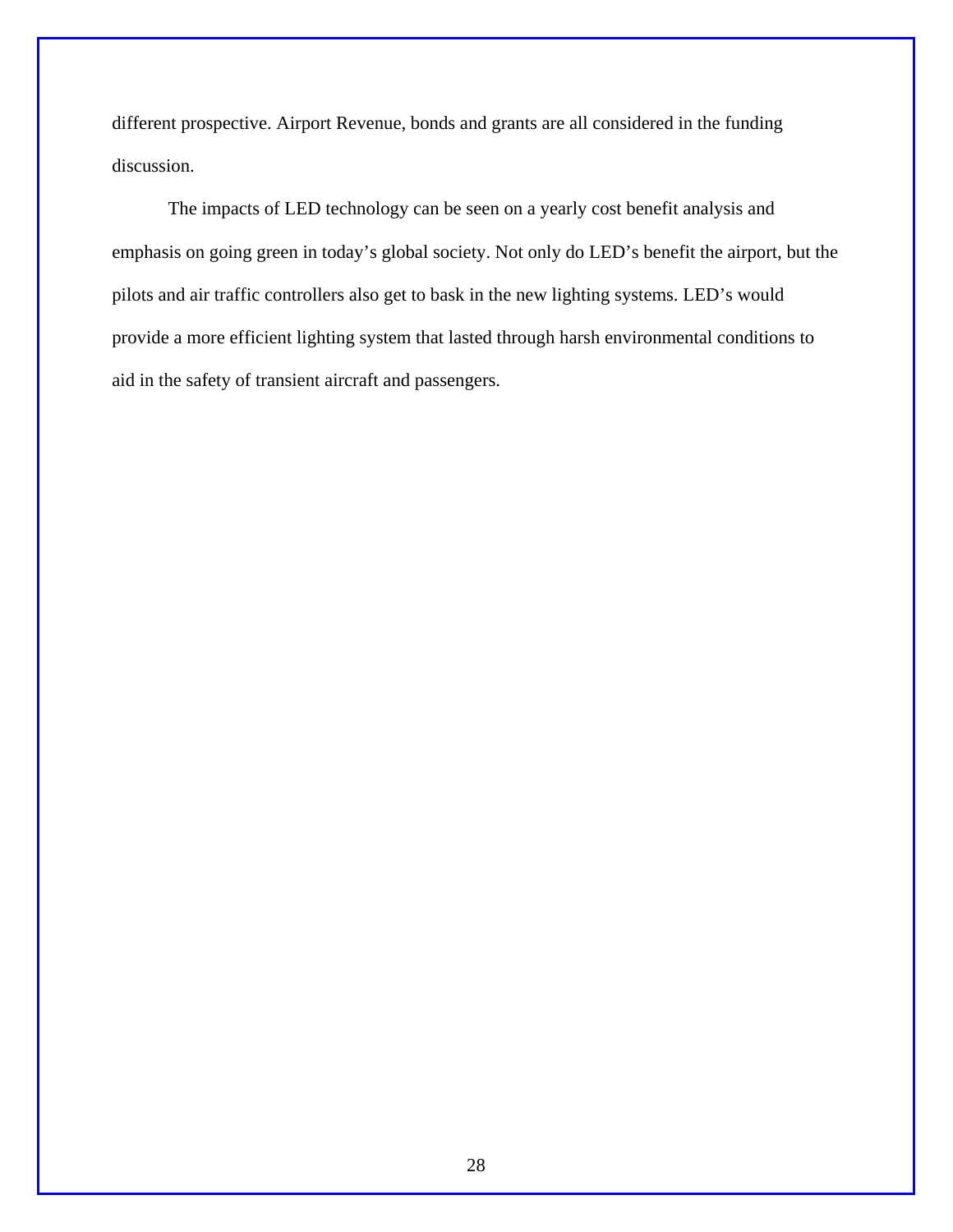different prospective. Airport Revenue, bonds and grants are all considered in the funding discussion.

The impacts of LED technology can be seen on a yearly cost benefit analysis and emphasis on going green in today's global society. Not only do LED's benefit the airport, but the pilots and air traffic controllers also get to bask in the new lighting systems. LED's would provide a more efficient lighting system that lasted through harsh environmental conditions to aid in the safety of transient aircraft and passengers.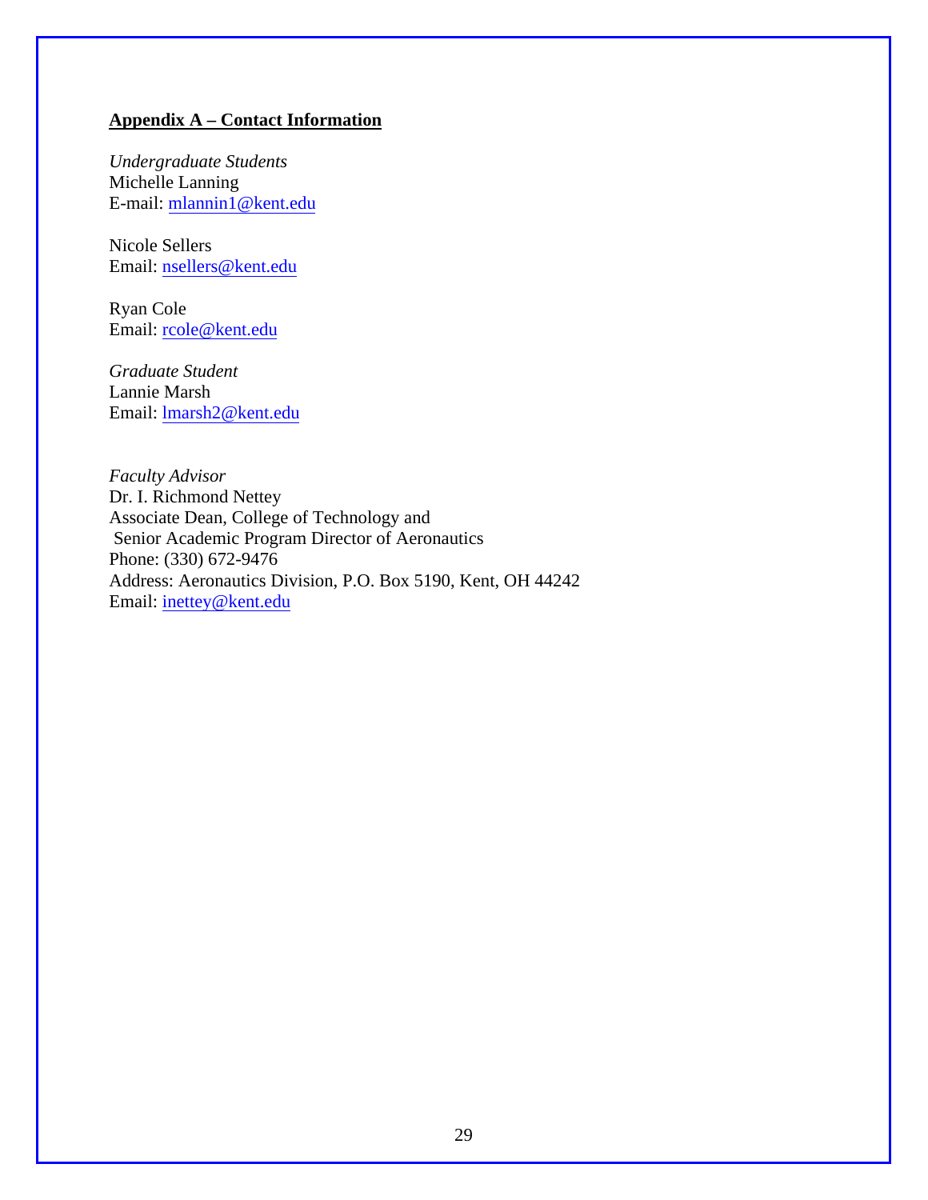## Appendix A – Contact Information

*Undergraduate Students*
Michelle Lanning
E-mail: mlannin1@kent.edu

Nicole Sellers
Email: nsellers@kent.edu

Ryan Cole
Email: rcole@kent.edu

*Graduate Student*
Lannie Marsh
Email: lmarsh2@kent.edu

*Faculty Advisor*
Dr. I. Richmond Nettey
Associate Dean, College of Technology and
Senior Academic Program Director of Aeronautics
Phone: (330) 672-9476
Address: Aeronautics Division, P.O. Box 5190, Kent, OH 44242
Email: inettey@kent.edu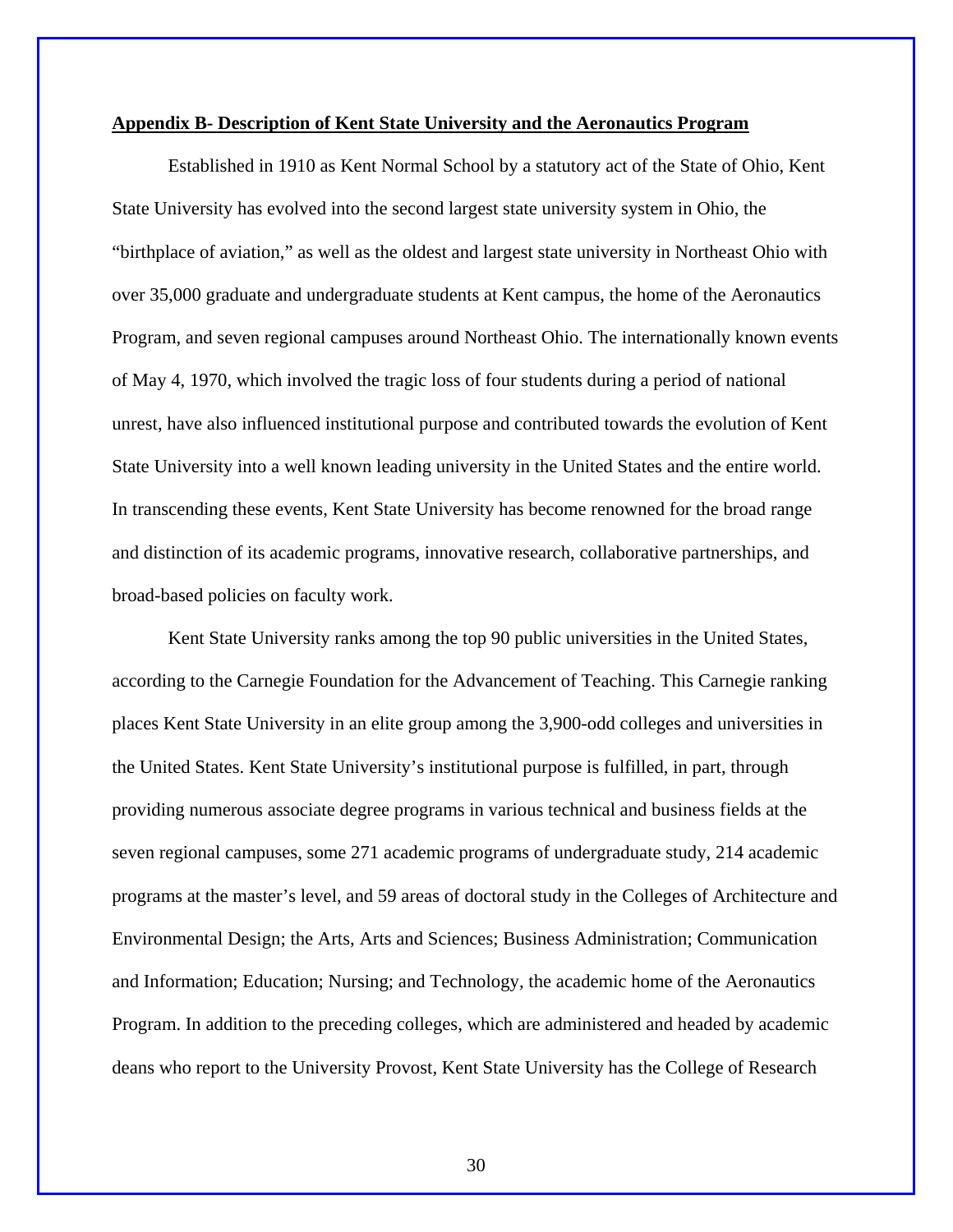## Appendix B- Description of Kent State University and the Aeronautics Program

Established in 1910 as Kent Normal School by a statutory act of the State of Ohio, Kent State University has evolved into the second largest state university system in Ohio, the "birthplace of aviation," as well as the oldest and largest state university in Northeast Ohio with over 35,000 graduate and undergraduate students at Kent campus, the home of the Aeronautics Program, and seven regional campuses around Northeast Ohio. The internationally known events of May 4, 1970, which involved the tragic loss of four students during a period of national unrest, have also influenced institutional purpose and contributed towards the evolution of Kent State University into a well known leading university in the United States and the entire world. In transcending these events, Kent State University has become renowned for the broad range and distinction of its academic programs, innovative research, collaborative partnerships, and broad-based policies on faculty work.

Kent State University ranks among the top 90 public universities in the United States, according to the Carnegie Foundation for the Advancement of Teaching. This Carnegie ranking places Kent State University in an elite group among the 3,900-odd colleges and universities in the United States. Kent State University's institutional purpose is fulfilled, in part, through providing numerous associate degree programs in various technical and business fields at the seven regional campuses, some 271 academic programs of undergraduate study, 214 academic programs at the master's level, and 59 areas of doctoral study in the Colleges of Architecture and Environmental Design; the Arts, Arts and Sciences; Business Administration; Communication and Information; Education; Nursing; and Technology, the academic home of the Aeronautics Program. In addition to the preceding colleges, which are administered and headed by academic deans who report to the University Provost, Kent State University has the College of Research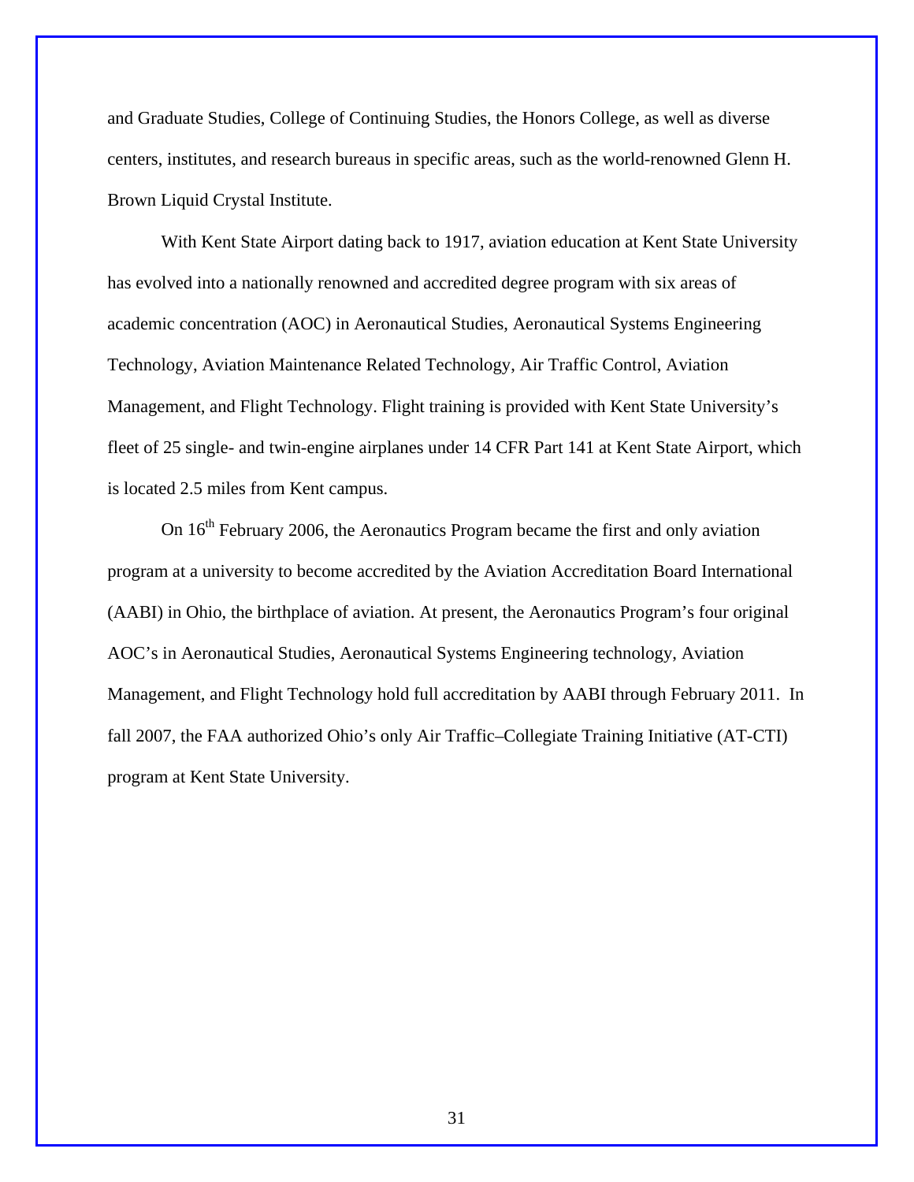and Graduate Studies, College of Continuing Studies, the Honors College, as well as diverse centers, institutes, and research bureaus in specific areas, such as the world-renowned Glenn H. Brown Liquid Crystal Institute.

With Kent State Airport dating back to 1917, aviation education at Kent State University has evolved into a nationally renowned and accredited degree program with six areas of academic concentration (AOC) in Aeronautical Studies, Aeronautical Systems Engineering Technology, Aviation Maintenance Related Technology, Air Traffic Control, Aviation Management, and Flight Technology. Flight training is provided with Kent State University's fleet of 25 single- and twin-engine airplanes under 14 CFR Part 141 at Kent State Airport, which is located 2.5 miles from Kent campus.

On 16th February 2006, the Aeronautics Program became the first and only aviation program at a university to become accredited by the Aviation Accreditation Board International (AABI) in Ohio, the birthplace of aviation. At present, the Aeronautics Program's four original AOC's in Aeronautical Studies, Aeronautical Systems Engineering technology, Aviation Management, and Flight Technology hold full accreditation by AABI through February 2011. In fall 2007, the FAA authorized Ohio's only Air Traffic–Collegiate Training Initiative (AT-CTI) program at Kent State University.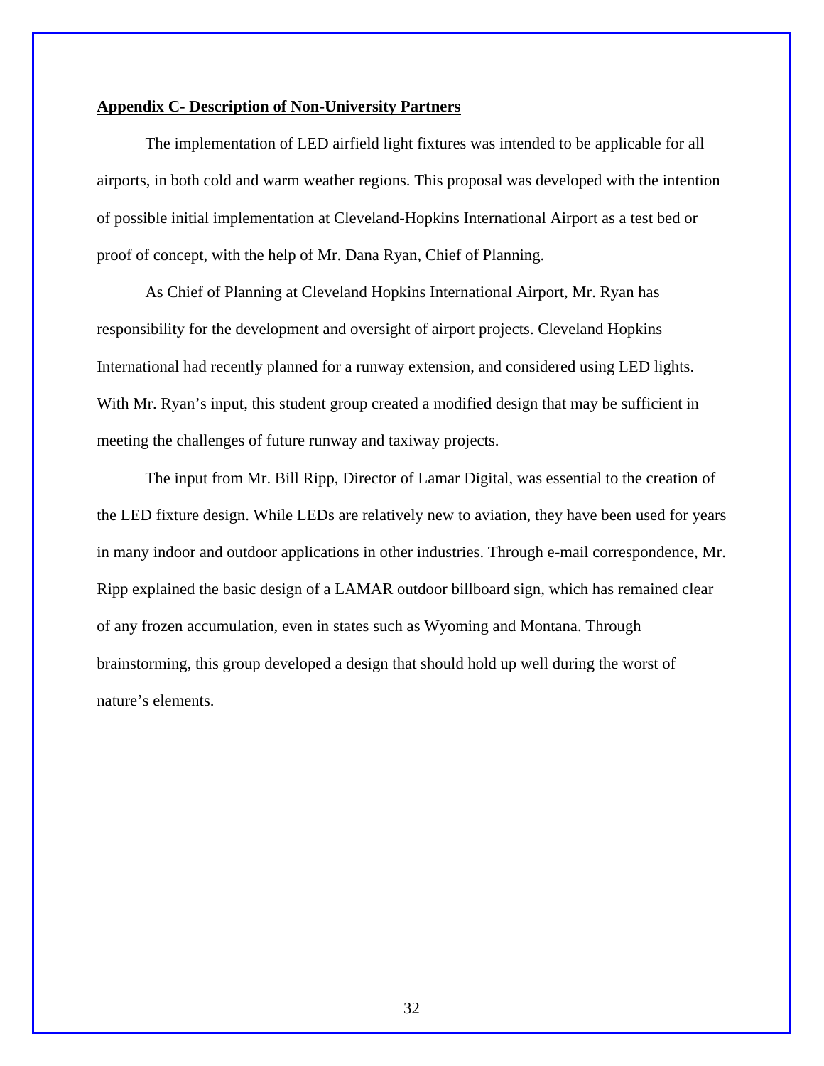## Appendix C- Description of Non-University Partners

The implementation of LED airfield light fixtures was intended to be applicable for all airports, in both cold and warm weather regions. This proposal was developed with the intention of possible initial implementation at Cleveland-Hopkins International Airport as a test bed or proof of concept, with the help of Mr. Dana Ryan, Chief of Planning.

As Chief of Planning at Cleveland Hopkins International Airport, Mr. Ryan has responsibility for the development and oversight of airport projects. Cleveland Hopkins International had recently planned for a runway extension, and considered using LED lights. With Mr. Ryan's input, this student group created a modified design that may be sufficient in meeting the challenges of future runway and taxiway projects.

The input from Mr. Bill Ripp, Director of Lamar Digital, was essential to the creation of the LED fixture design. While LEDs are relatively new to aviation, they have been used for years in many indoor and outdoor applications in other industries. Through e-mail correspondence, Mr. Ripp explained the basic design of a LAMAR outdoor billboard sign, which has remained clear of any frozen accumulation, even in states such as Wyoming and Montana. Through brainstorming, this group developed a design that should hold up well during the worst of nature's elements.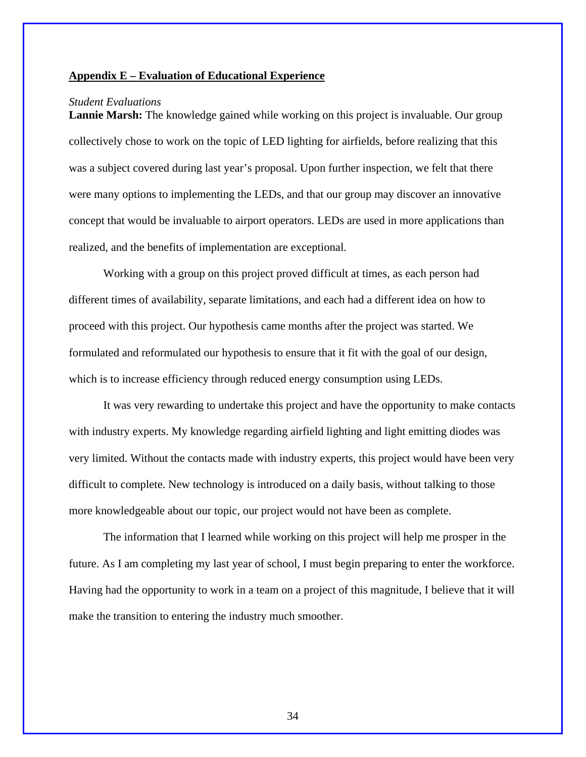## Appendix E – Evaluation of Educational Experience

*Student Evaluations*

**Lannie Marsh:** The knowledge gained while working on this project is invaluable. Our group collectively chose to work on the topic of LED lighting for airfields, before realizing that this was a subject covered during last year's proposal. Upon further inspection, we felt that there were many options to implementing the LEDs, and that our group may discover an innovative concept that would be invaluable to airport operators. LEDs are used in more applications than realized, and the benefits of implementation are exceptional.

Working with a group on this project proved difficult at times, as each person had different times of availability, separate limitations, and each had a different idea on how to proceed with this project. Our hypothesis came months after the project was started. We formulated and reformulated our hypothesis to ensure that it fit with the goal of our design, which is to increase efficiency through reduced energy consumption using LEDs.

It was very rewarding to undertake this project and have the opportunity to make contacts with industry experts. My knowledge regarding airfield lighting and light emitting diodes was very limited. Without the contacts made with industry experts, this project would have been very difficult to complete. New technology is introduced on a daily basis, without talking to those more knowledgeable about our topic, our project would not have been as complete.

The information that I learned while working on this project will help me prosper in the future. As I am completing my last year of school, I must begin preparing to enter the workforce. Having had the opportunity to work in a team on a project of this magnitude, I believe that it will make the transition to entering the industry much smoother.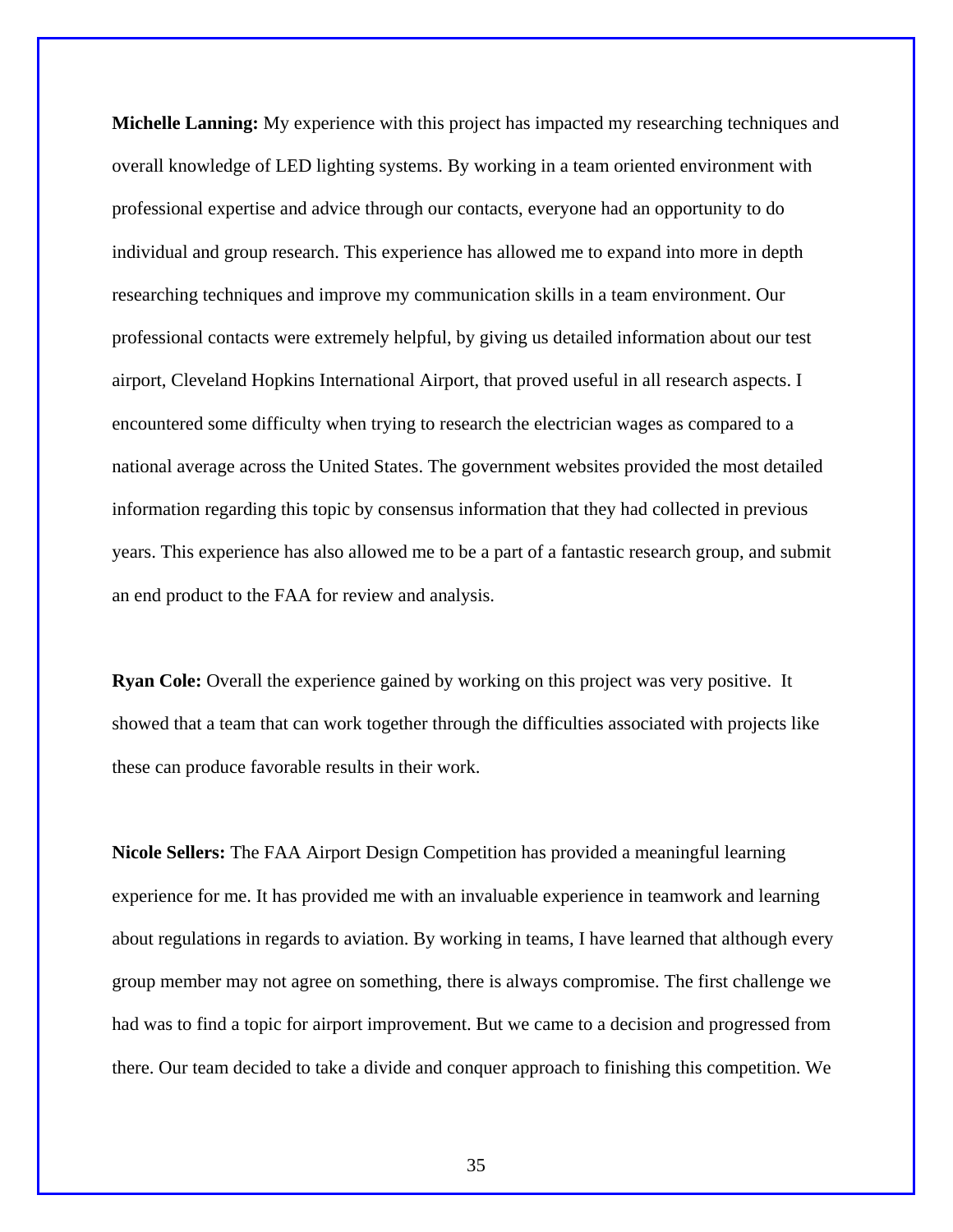**Michelle Lanning:** My experience with this project has impacted my researching techniques and overall knowledge of LED lighting systems. By working in a team oriented environment with professional expertise and advice through our contacts, everyone had an opportunity to do individual and group research. This experience has allowed me to expand into more in depth researching techniques and improve my communication skills in a team environment. Our professional contacts were extremely helpful, by giving us detailed information about our test airport, Cleveland Hopkins International Airport, that proved useful in all research aspects. I encountered some difficulty when trying to research the electrician wages as compared to a national average across the United States. The government websites provided the most detailed information regarding this topic by consensus information that they had collected in previous years. This experience has also allowed me to be a part of a fantastic research group, and submit an end product to the FAA for review and analysis.

**Ryan Cole:** Overall the experience gained by working on this project was very positive. It showed that a team that can work together through the difficulties associated with projects like these can produce favorable results in their work.

**Nicole Sellers:** The FAA Airport Design Competition has provided a meaningful learning experience for me. It has provided me with an invaluable experience in teamwork and learning about regulations in regards to aviation. By working in teams, I have learned that although every group member may not agree on something, there is always compromise. The first challenge we had was to find a topic for airport improvement. But we came to a decision and progressed from there. Our team decided to take a divide and conquer approach to finishing this competition. We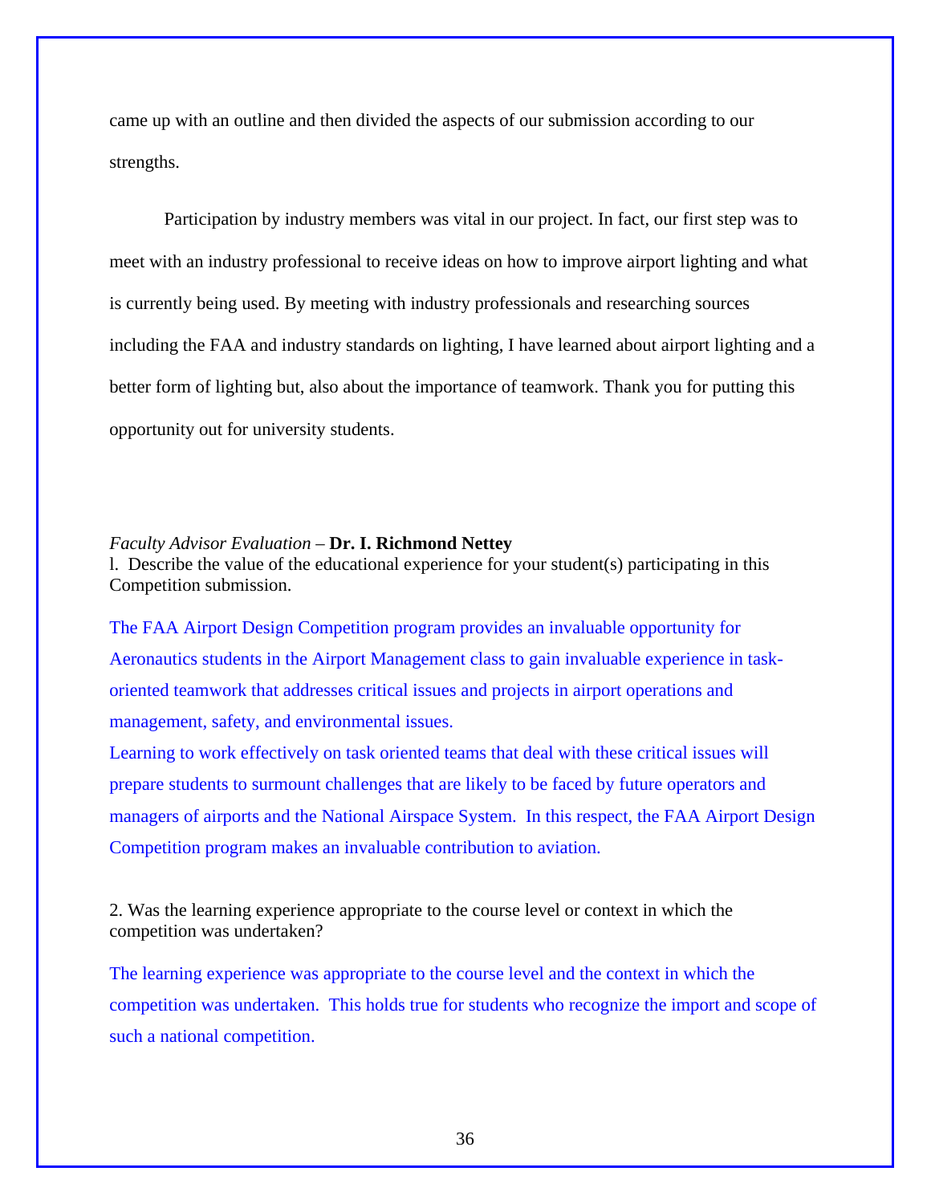came up with an outline and then divided the aspects of our submission according to our strengths.

Participation by industry members was vital in our project. In fact, our first step was to meet with an industry professional to receive ideas on how to improve airport lighting and what is currently being used. By meeting with industry professionals and researching sources including the FAA and industry standards on lighting, I have learned about airport lighting and a better form of lighting but, also about the importance of teamwork. Thank you for putting this opportunity out for university students.

*Faculty Advisor Evaluation* – **Dr. I. Richmond Nettey**

l. Describe the value of the educational experience for your student(s) participating in this Competition submission.

The FAA Airport Design Competition program provides an invaluable opportunity for Aeronautics students in the Airport Management class to gain invaluable experience in task-oriented teamwork that addresses critical issues and projects in airport operations and management, safety, and environmental issues.

Learning to work effectively on task oriented teams that deal with these critical issues will prepare students to surmount challenges that are likely to be faced by future operators and managers of airports and the National Airspace System. In this respect, the FAA Airport Design Competition program makes an invaluable contribution to aviation.

2. Was the learning experience appropriate to the course level or context in which the competition was undertaken?

The learning experience was appropriate to the course level and the context in which the competition was undertaken. This holds true for students who recognize the import and scope of such a national competition.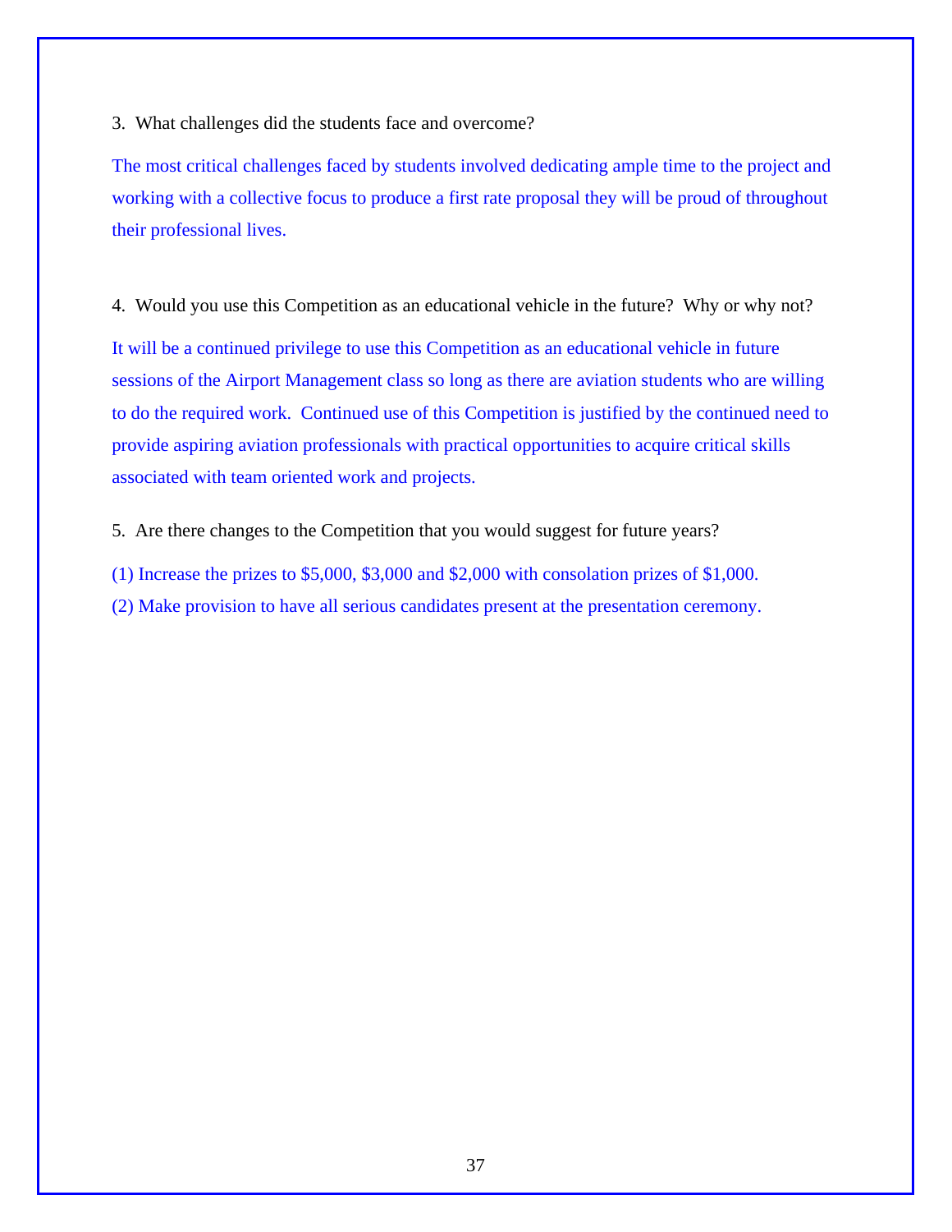3. What challenges did the students face and overcome?

The most critical challenges faced by students involved dedicating ample time to the project and working with a collective focus to produce a first rate proposal they will be proud of throughout their professional lives.

4. Would you use this Competition as an educational vehicle in the future? Why or why not?

It will be a continued privilege to use this Competition as an educational vehicle in future sessions of the Airport Management class so long as there are aviation students who are willing to do the required work. Continued use of this Competition is justified by the continued need to provide aspiring aviation professionals with practical opportunities to acquire critical skills associated with team oriented work and projects.

5. Are there changes to the Competition that you would suggest for future years?

(1) Increase the prizes to $5,000, $3,000 and $2,000 with consolation prizes of $1,000.

(2) Make provision to have all serious candidates present at the presentation ceremony.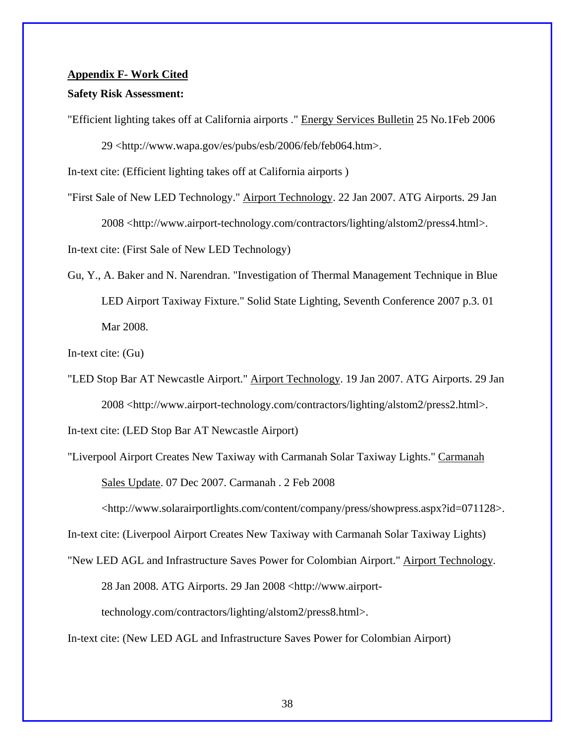**Appendix F- Work Cited**

**Safety Risk Assessment:**

"Efficient lighting takes off at California airports ." Energy Services Bulletin 25 No.1Feb 2006 29 <http://www.wapa.gov/es/pubs/esb/2006/feb/feb064.htm>.

In-text cite: (Efficient lighting takes off at California airports )

"First Sale of New LED Technology." Airport Technology. 22 Jan 2007. ATG Airports. 29 Jan 2008 <http://www.airport-technology.com/contractors/lighting/alstom2/press4.html>.

In-text cite: (First Sale of New LED Technology)

Gu, Y., A. Baker and N. Narendran. "Investigation of Thermal Management Technique in Blue LED Airport Taxiway Fixture." Solid State Lighting, Seventh Conference 2007 p.3. 01 Mar 2008.

In-text cite: (Gu)

"LED Stop Bar AT Newcastle Airport." Airport Technology. 19 Jan 2007. ATG Airports. 29 Jan 2008 <http://www.airport-technology.com/contractors/lighting/alstom2/press2.html>.

In-text cite: (LED Stop Bar AT Newcastle Airport)

"Liverpool Airport Creates New Taxiway with Carmanah Solar Taxiway Lights." Carmanah Sales Update. 07 Dec 2007. Carmanah . 2 Feb 2008 <http://www.solarairportlights.com/content/company/press/showpress.aspx?id=071128>.

In-text cite: (Liverpool Airport Creates New Taxiway with Carmanah Solar Taxiway Lights)

"New LED AGL and Infrastructure Saves Power for Colombian Airport." Airport Technology. 28 Jan 2008. ATG Airports. 29 Jan 2008 <http://www.airport-technology.com/contractors/lighting/alstom2/press8.html>.

In-text cite: (New LED AGL and Infrastructure Saves Power for Colombian Airport)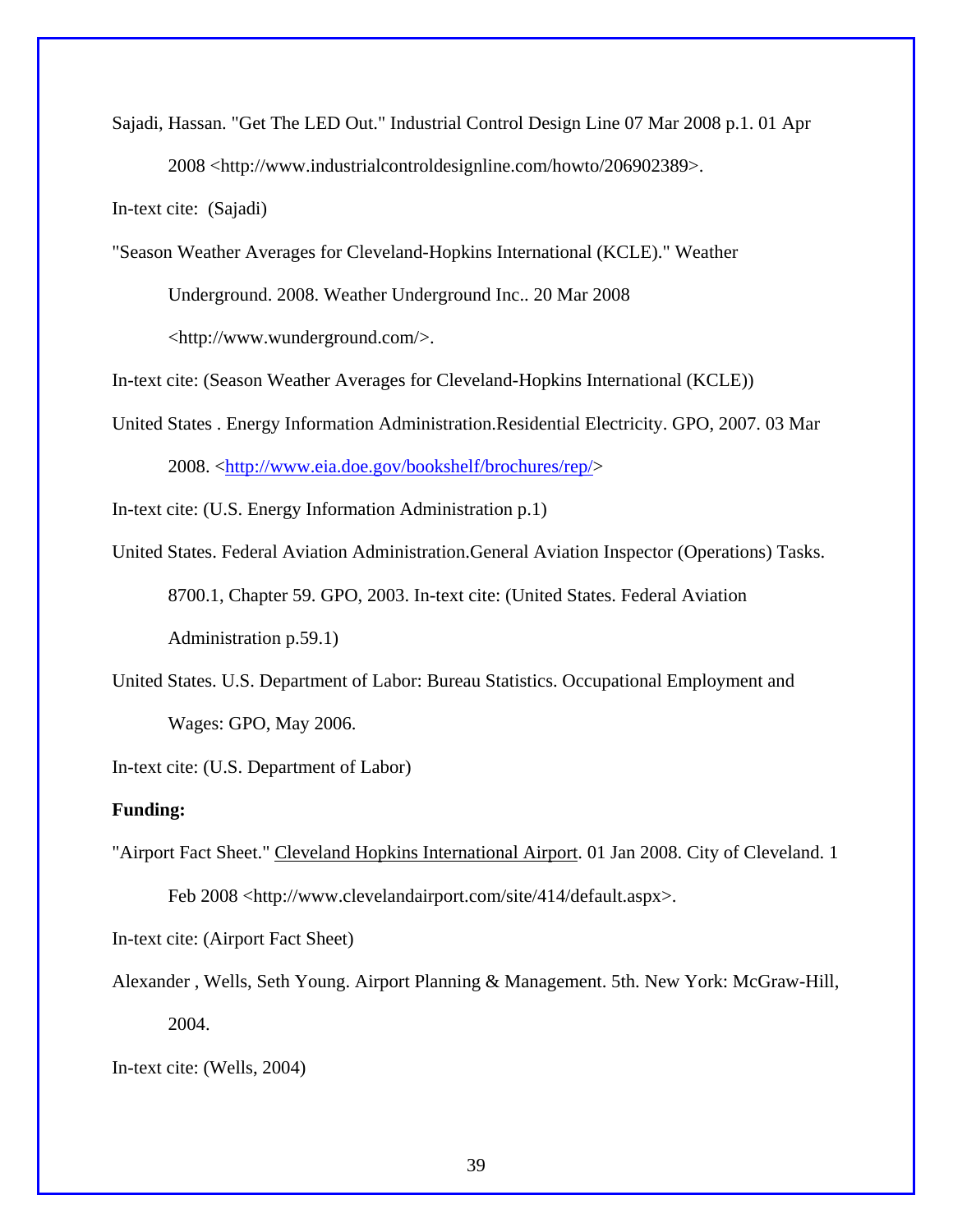Sajadi, Hassan. "Get The LED Out." Industrial Control Design Line 07 Mar 2008 p.1. 01 Apr 2008 <http://www.industrialcontroldesignline.com/howto/206902389>.

In-text cite: (Sajadi)

"Season Weather Averages for Cleveland-Hopkins International (KCLE)." Weather Underground. 2008. Weather Underground Inc.. 20 Mar 2008 <http://www.wunderground.com/>.

In-text cite: (Season Weather Averages for Cleveland-Hopkins International (KCLE))

United States . Energy Information Administration.Residential Electricity. GPO, 2007. 03 Mar 2008. <http://www.eia.doe.gov/bookshelf/brochures/rep/>

In-text cite: (U.S. Energy Information Administration p.1)

United States. Federal Aviation Administration.General Aviation Inspector (Operations) Tasks. 8700.1, Chapter 59. GPO, 2003. In-text cite: (United States. Federal Aviation Administration p.59.1)

United States. U.S. Department of Labor: Bureau Statistics. Occupational Employment and Wages: GPO, May 2006.

In-text cite: (U.S. Department of Labor)

**Funding:**

"Airport Fact Sheet." Cleveland Hopkins International Airport. 01 Jan 2008. City of Cleveland. 1 Feb 2008 <http://www.clevelandairport.com/site/414/default.aspx>.

In-text cite: (Airport Fact Sheet)

Alexander , Wells, Seth Young. Airport Planning & Management. 5th. New York: McGraw-Hill, 2004.

In-text cite: (Wells, 2004)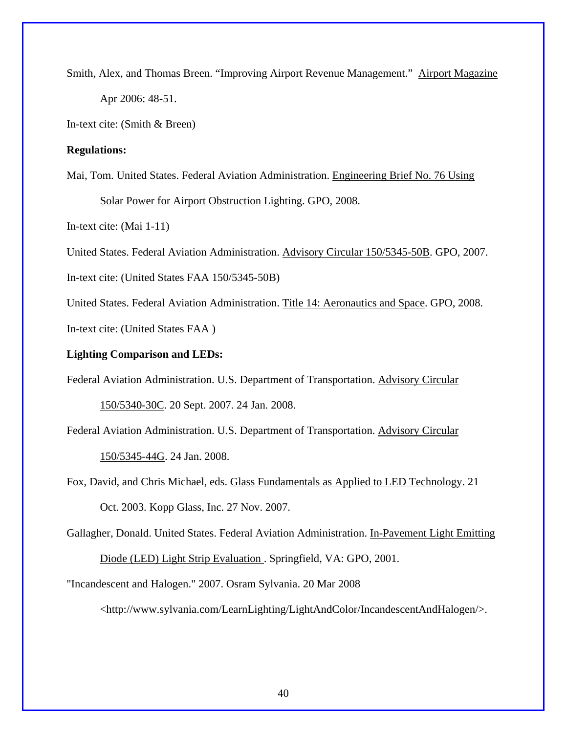Smith, Alex, and Thomas Breen. "Improving Airport Revenue Management." Airport Magazine Apr 2006: 48-51.

In-text cite: (Smith & Breen)

**Regulations:**

Mai, Tom. United States. Federal Aviation Administration. Engineering Brief No. 76 Using Solar Power for Airport Obstruction Lighting. GPO, 2008.

In-text cite: (Mai 1-11)

United States. Federal Aviation Administration. Advisory Circular 150/5345-50B. GPO, 2007.

In-text cite: (United States FAA 150/5345-50B)

United States. Federal Aviation Administration. Title 14: Aeronautics and Space. GPO, 2008.

In-text cite: (United States FAA )

**Lighting Comparison and LEDs:**

Federal Aviation Administration. U.S. Department of Transportation. Advisory Circular 150/5340-30C. 20 Sept. 2007. 24 Jan. 2008.

Federal Aviation Administration. U.S. Department of Transportation. Advisory Circular 150/5345-44G. 24 Jan. 2008.

Fox, David, and Chris Michael, eds. Glass Fundamentals as Applied to LED Technology. 21 Oct. 2003. Kopp Glass, Inc. 27 Nov. 2007.

Gallagher, Donald. United States. Federal Aviation Administration. In-Pavement Light Emitting Diode (LED) Light Strip Evaluation . Springfield, VA: GPO, 2001.

"Incandescent and Halogen." 2007. Osram Sylvania. 20 Mar 2008 <http://www.sylvania.com/LearnLighting/LightAndColor/IncandescentAndHalogen/>.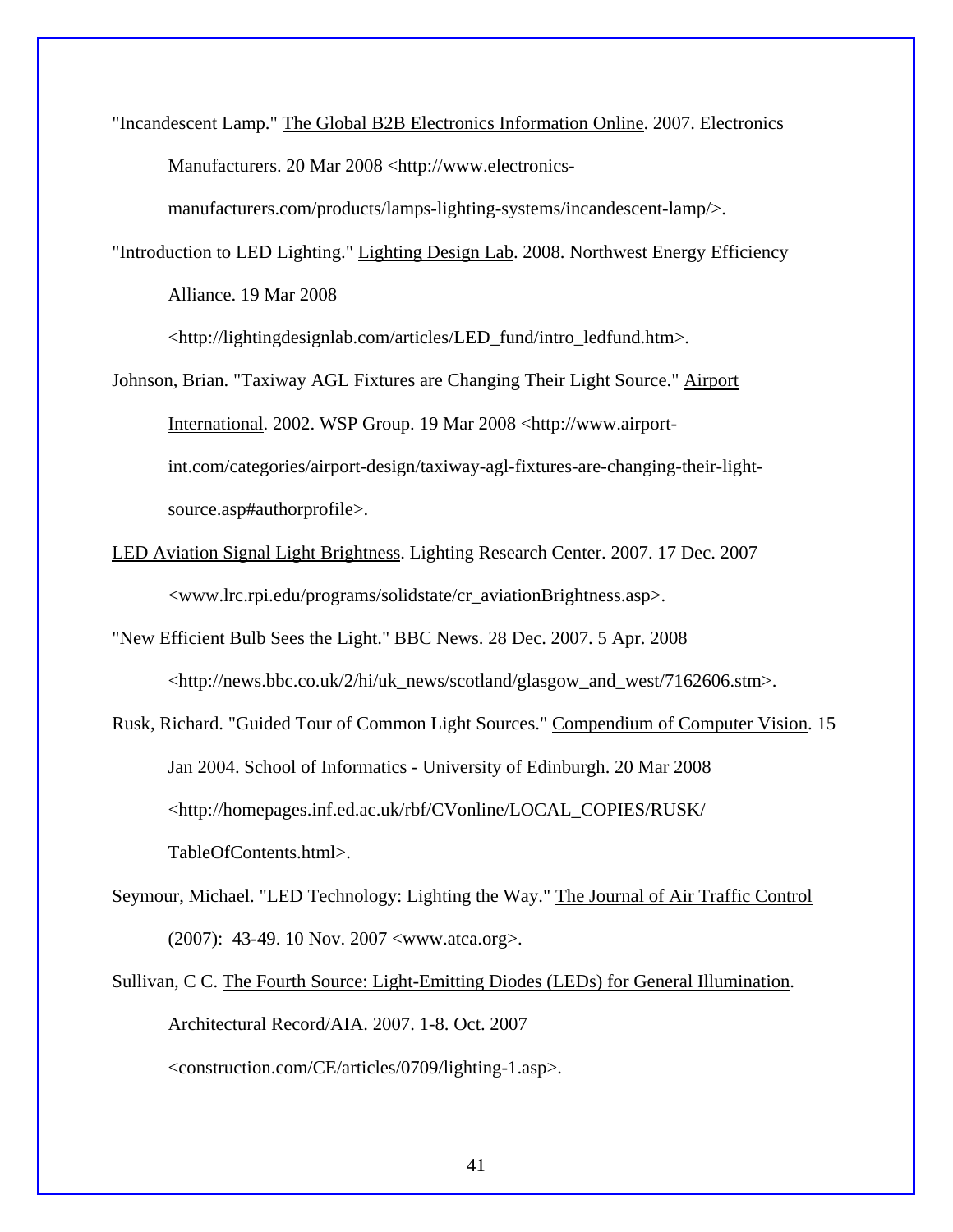"Incandescent Lamp." The Global B2B Electronics Information Online. 2007. Electronics Manufacturers. 20 Mar 2008 <http://www.electronics-manufacturers.com/products/lamps-lighting-systems/incandescent-lamp/>.

"Introduction to LED Lighting." Lighting Design Lab. 2008. Northwest Energy Efficiency Alliance. 19 Mar 2008 <http://lightingdesignlab.com/articles/LED_fund/intro_ledfund.htm>.

Johnson, Brian. "Taxiway AGL Fixtures are Changing Their Light Source." Airport International. 2002. WSP Group. 19 Mar 2008 <http://www.airport-int.com/categories/airport-design/taxiway-agl-fixtures-are-changing-their-light-source.asp#authorprofile>.

LED Aviation Signal Light Brightness. Lighting Research Center. 2007. 17 Dec. 2007 <www.lrc.rpi.edu/programs/solidstate/cr_aviationBrightness.asp>.

"New Efficient Bulb Sees the Light." BBC News. 28 Dec. 2007. 5 Apr. 2008 <http://news.bbc.co.uk/2/hi/uk_news/scotland/glasgow_and_west/7162606.stm>.

Rusk, Richard. "Guided Tour of Common Light Sources." Compendium of Computer Vision. 15 Jan 2004. School of Informatics - University of Edinburgh. 20 Mar 2008 <http://homepages.inf.ed.ac.uk/rbf/CVonline/LOCAL_COPIES/RUSK/TableOfContents.html>.

Seymour, Michael. "LED Technology: Lighting the Way." The Journal of Air Traffic Control (2007): 43-49. 10 Nov. 2007 <www.atca.org>.

Sullivan, C C. The Fourth Source: Light-Emitting Diodes (LEDs) for General Illumination. Architectural Record/AIA. 2007. 1-8. Oct. 2007 <construction.com/CE/articles/0709/lighting-1.asp>.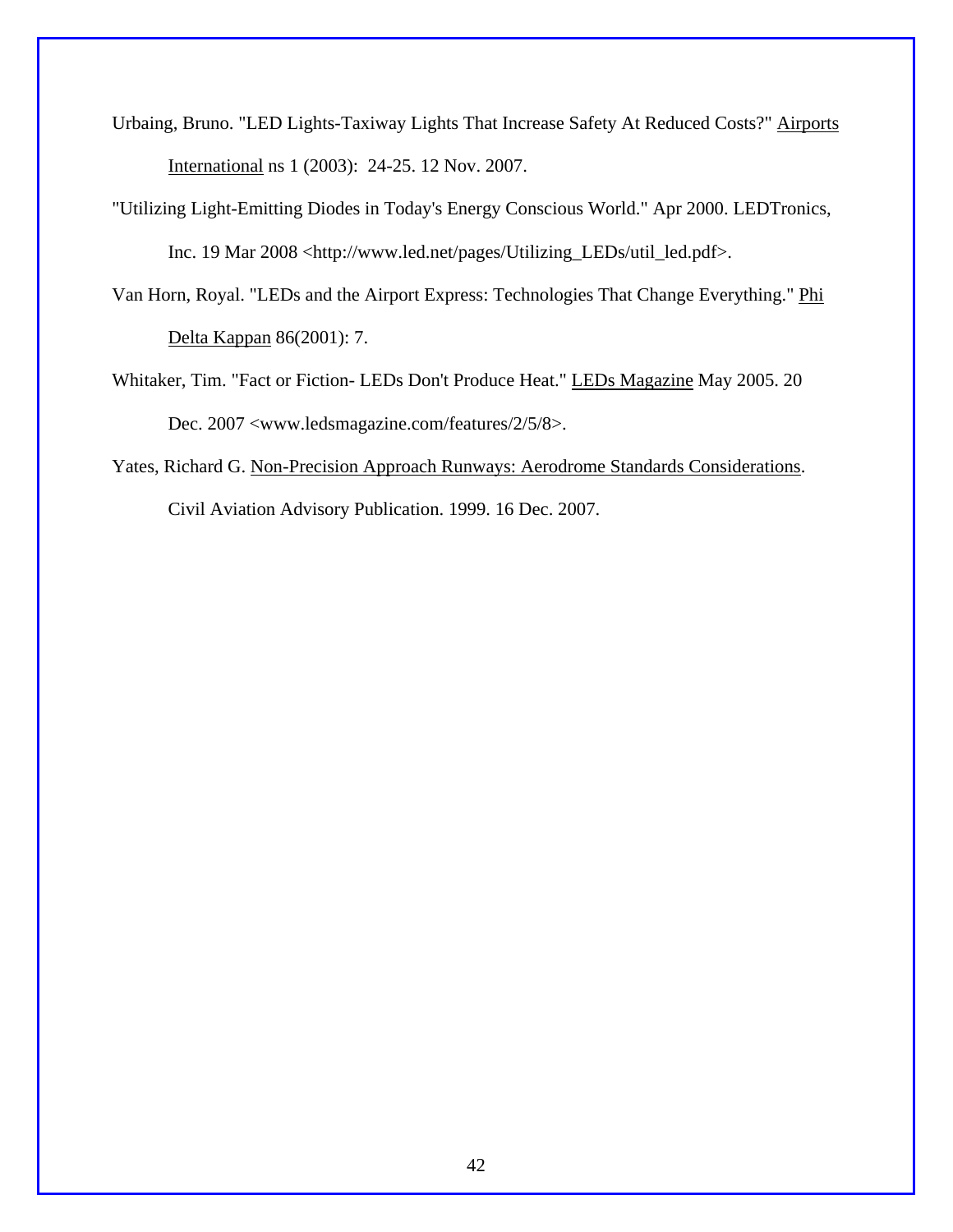Urbaing, Bruno. "LED Lights-Taxiway Lights That Increase Safety At Reduced Costs?" Airports International ns 1 (2003): 24-25. 12 Nov. 2007.

"Utilizing Light-Emitting Diodes in Today's Energy Conscious World." Apr 2000. LEDTronics, Inc. 19 Mar 2008 <http://www.led.net/pages/Utilizing_LEDs/util_led.pdf>.

Van Horn, Royal. "LEDs and the Airport Express: Technologies That Change Everything." Phi Delta Kappan 86(2001): 7.

Whitaker, Tim. "Fact or Fiction- LEDs Don't Produce Heat." LEDs Magazine May 2005. 20 Dec. 2007 <www.ledsmagazine.com/features/2/5/8>.

Yates, Richard G. Non-Precision Approach Runways: Aerodrome Standards Considerations. Civil Aviation Advisory Publication. 1999. 16 Dec. 2007.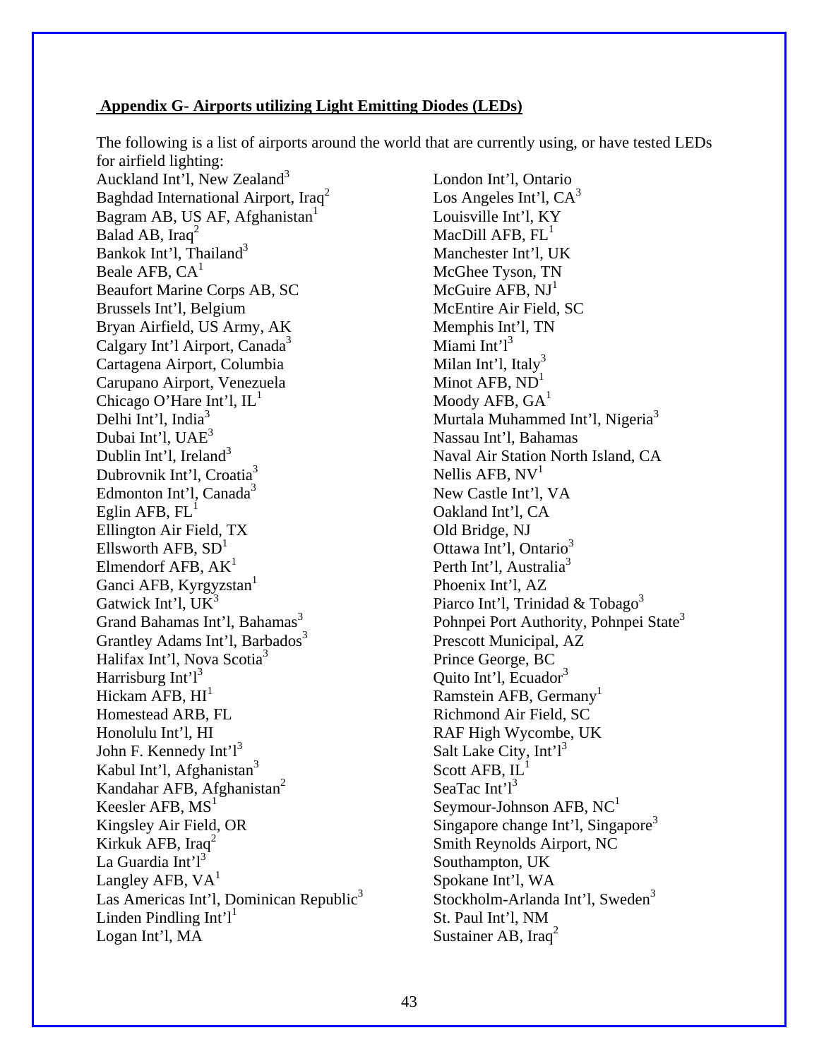## Appendix G- Airports utilizing Light Emitting Diodes (LEDs)

The following is a list of airports around the world that are currently using, or have tested LEDs for airfield lighting:

Auckland Int'l, New Zealand[3]
Baghdad International Airport, Iraq[2]
Bagram AB, US AF, Afghanistan[1]
Balad AB, Iraq[2]
Bankok Int'l, Thailand[3]
Beale AFB, CA[1]
Beaufort Marine Corps AB, SC
Brussels Int'l, Belgium
Bryan Airfield, US Army, AK
Calgary Int'l Airport, Canada[3]
Cartagena Airport, Columbia
Carupano Airport, Venezuela
Chicago O'Hare Int'l, IL[1]
Delhi Int'l, India[3]
Dubai Int'l, UAE[3]
Dublin Int'l, Ireland[3]
Dubrovnik Int'l, Croatia[3]
Edmonton Int'l, Canada[3]
Eglin AFB, FL[1]
Ellington Air Field, TX
Ellsworth AFB, SD[1]
Elmendorf AFB, AK[1]
Ganci AFB, Kyrgyzstan[1]
Gatwick Int'l, UK[3]
Grand Bahamas Int'l, Bahamas[3]
Grantley Adams Int'l, Barbados[3]
Halifax Int'l, Nova Scotia[3]
Harrisburg Int'l[3]
Hickam AFB, HI[1]
Homestead ARB, FL
Honolulu Int'l, HI
John F. Kennedy Int'l[3]
Kabul Int'l, Afghanistan[3]
Kandahar AFB, Afghanistan[2]
Keesler AFB, MS[1]
Kingsley Air Field, OR
Kirkuk AFB, Iraq[2]
La Guardia Int'l[3]
Langley AFB, VA[1]
Las Americas Int'l, Dominican Republic[3]
Linden Pindling Int'l[1]
Logan Int'l, MA
London Int'l, Ontario
Los Angeles Int'l, CA[3]
Louisville Int'l, KY
MacDill AFB, FL[1]
Manchester Int'l, UK
McGhee Tyson, TN
McGuire AFB, NJ[1]
McEntire Air Field, SC
Memphis Int'l, TN
Miami Int'l[3]
Milan Int'l, Italy[3]
Minot AFB, ND[1]
Moody AFB, GA[1]
Murtala Muhammed Int'l, Nigeria[3]
Nassau Int'l, Bahamas
Naval Air Station North Island, CA
Nellis AFB, NV[1]
New Castle Int'l, VA
Oakland Int'l, CA
Old Bridge, NJ
Ottawa Int'l, Ontario[3]
Perth Int'l, Australia[3]
Phoenix Int'l, AZ
Piarco Int'l, Trinidad & Tobago[3]
Pohnpei Port Authority, Pohnpei State[3]
Prescott Municipal, AZ
Prince George, BC
Quito Int'l, Ecuador[3]
Ramstein AFB, Germany[1]
Richmond Air Field, SC
RAF High Wycombe, UK
Salt Lake City, Int'l[3]
Scott AFB, IL[1]
SeaTac Int'l[3]
Seymour-Johnson AFB, NC[1]
Singapore change Int'l, Singapore[3]
Smith Reynolds Airport, NC
Southampton, UK
Spokane Int'l, WA
Stockholm-Arlanda Int'l, Sweden[3]
St. Paul Int'l, NM
Sustainer AB, Iraq[2]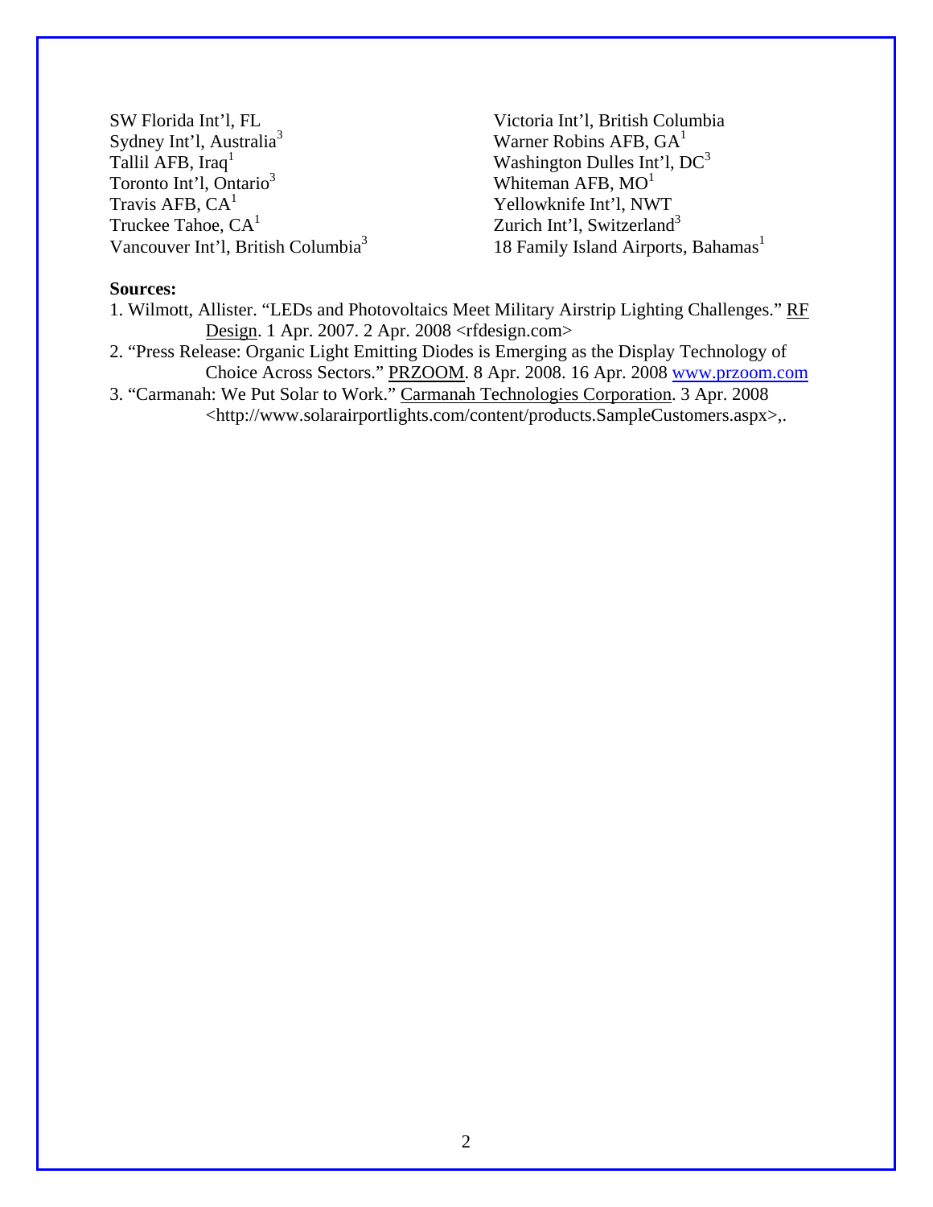SW Florida Int'l, FL
Sydney Int'l, Australia[3]
Tallil AFB, Iraq[1]
Toronto Int'l, Ontario[3]
Travis AFB, CA[1]
Truckee Tahoe, CA[1]
Vancouver Int'l, British Columbia[3]
Victoria Int'l, British Columbia
Warner Robins AFB, GA[1]
Washington Dulles Int'l, DC[3]
Whiteman AFB, MO[1]
Yellowknife Int'l, NWT
Zurich Int'l, Switzerland[3]
18 Family Island Airports, Bahamas[1]

**Sources:**

1. Wilmott, Allister. "LEDs and Photovoltaics Meet Military Airstrip Lighting Challenges." RF Design. 1 Apr. 2007. 2 Apr. 2008 <rfdesign.com>
2. "Press Release: Organic Light Emitting Diodes is Emerging as the Display Technology of Choice Across Sectors." PRZOOM. 8 Apr. 2008. 16 Apr. 2008 www.przoom.com
3. "Carmanah: We Put Solar to Work." Carmanah Technologies Corporation. 3 Apr. 2008 <http://www.solarairportlights.com/content/products.SampleCustomers.aspx>,.